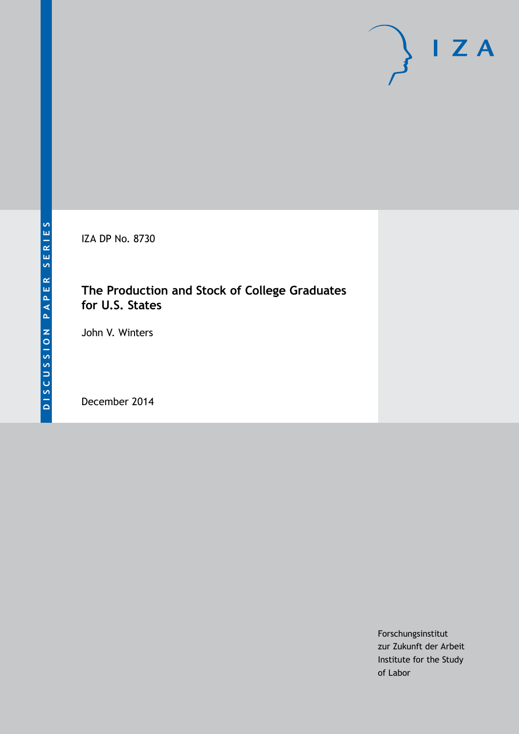DISCUSSION PAPER SERIES

IZA DP No. 8730

# The Production and Stock of College Graduates for U.S. States

John V. Winters

December 2014

Forschungsinstitut
zur Zukunft der Arbeit
Institute for the Study
of Labor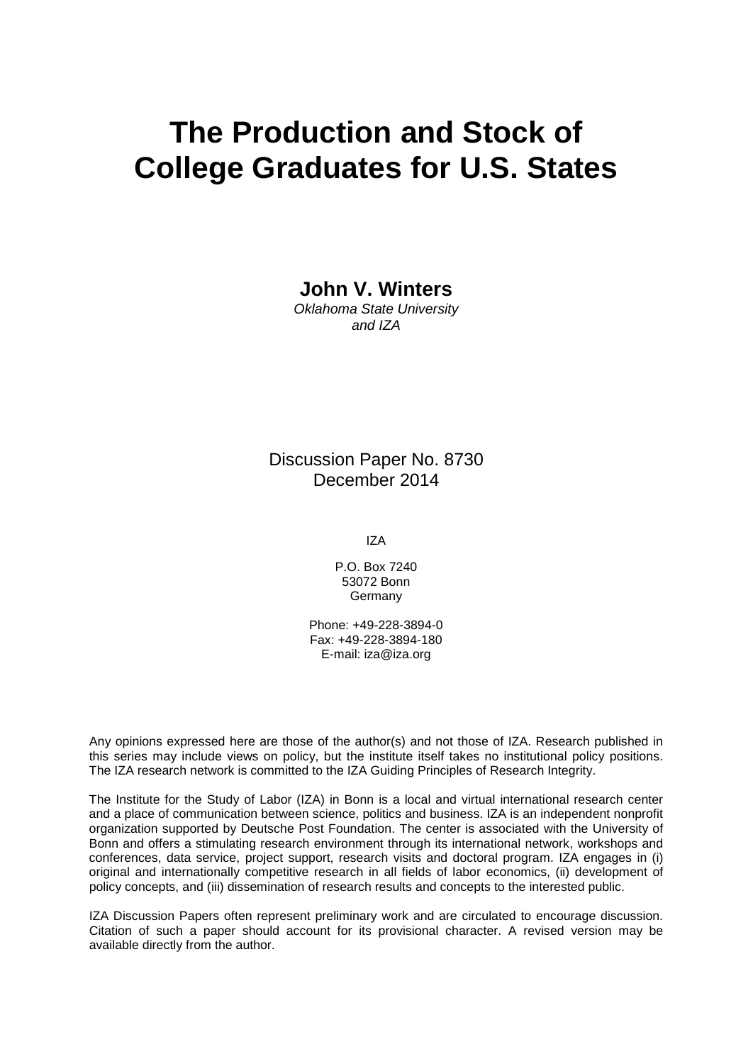# The Production and Stock of College Graduates for U.S. States

**John V. Winters**
*Oklahoma State University and IZA*

Discussion Paper No. 8730
December 2014

IZA

P.O. Box 7240
53072 Bonn
Germany

Phone: +49-228-3894-0
Fax: +49-228-3894-180
E-mail: iza@iza.org

Any opinions expressed here are those of the author(s) and not those of IZA. Research published in this series may include views on policy, but the institute itself takes no institutional policy positions. The IZA research network is committed to the IZA Guiding Principles of Research Integrity.

The Institute for the Study of Labor (IZA) in Bonn is a local and virtual international research center and a place of communication between science, politics and business. IZA is an independent nonprofit organization supported by Deutsche Post Foundation. The center is associated with the University of Bonn and offers a stimulating research environment through its international network, workshops and conferences, data service, project support, research visits and doctoral program. IZA engages in (i) original and internationally competitive research in all fields of labor economics, (ii) development of policy concepts, and (iii) dissemination of research results and concepts to the interested public.

IZA Discussion Papers often represent preliminary work and are circulated to encourage discussion. Citation of such a paper should account for its provisional character. A revised version may be available directly from the author.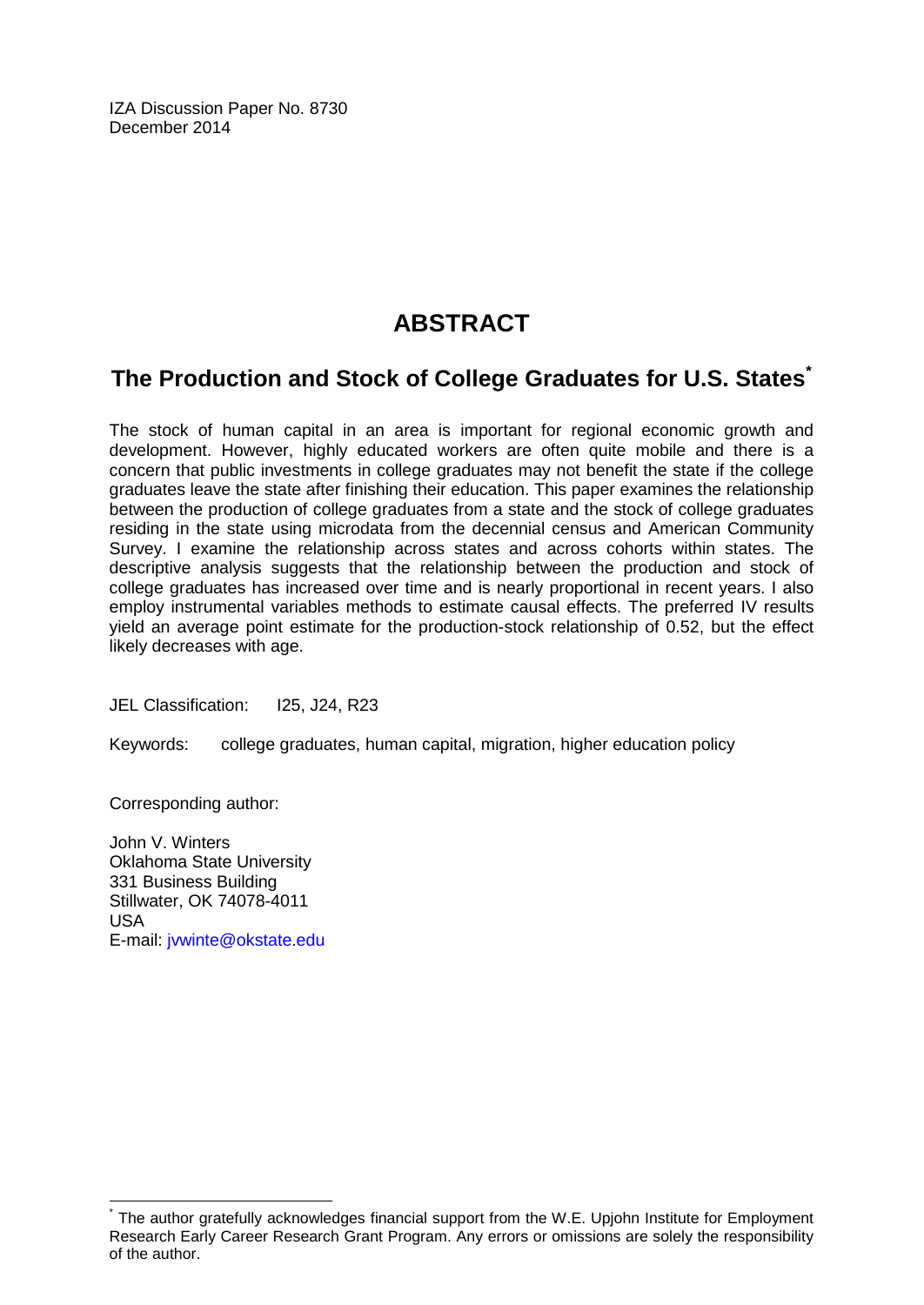IZA Discussion Paper No. 8730
December 2014

# ABSTRACT

## The Production and Stock of College Graduates for U.S. States*

The stock of human capital in an area is important for regional economic growth and development. However, highly educated workers are often quite mobile and there is a concern that public investments in college graduates may not benefit the state if the college graduates leave the state after finishing their education. This paper examines the relationship between the production of college graduates from a state and the stock of college graduates residing in the state using microdata from the decennial census and American Community Survey. I examine the relationship across states and across cohorts within states. The descriptive analysis suggests that the relationship between the production and stock of college graduates has increased over time and is nearly proportional in recent years. I also employ instrumental variables methods to estimate causal effects. The preferred IV results yield an average point estimate for the production-stock relationship of 0.52, but the effect likely decreases with age.

JEL Classification: I25, J24, R23

Keywords: college graduates, human capital, migration, higher education policy

Corresponding author:

John V. Winters
Oklahoma State University
331 Business Building
Stillwater, OK 74078-4011
USA
E-mail: jvwinte@okstate.edu

* The author gratefully acknowledges financial support from the W.E. Upjohn Institute for Employment Research Early Career Research Grant Program. Any errors or omissions are solely the responsibility of the author.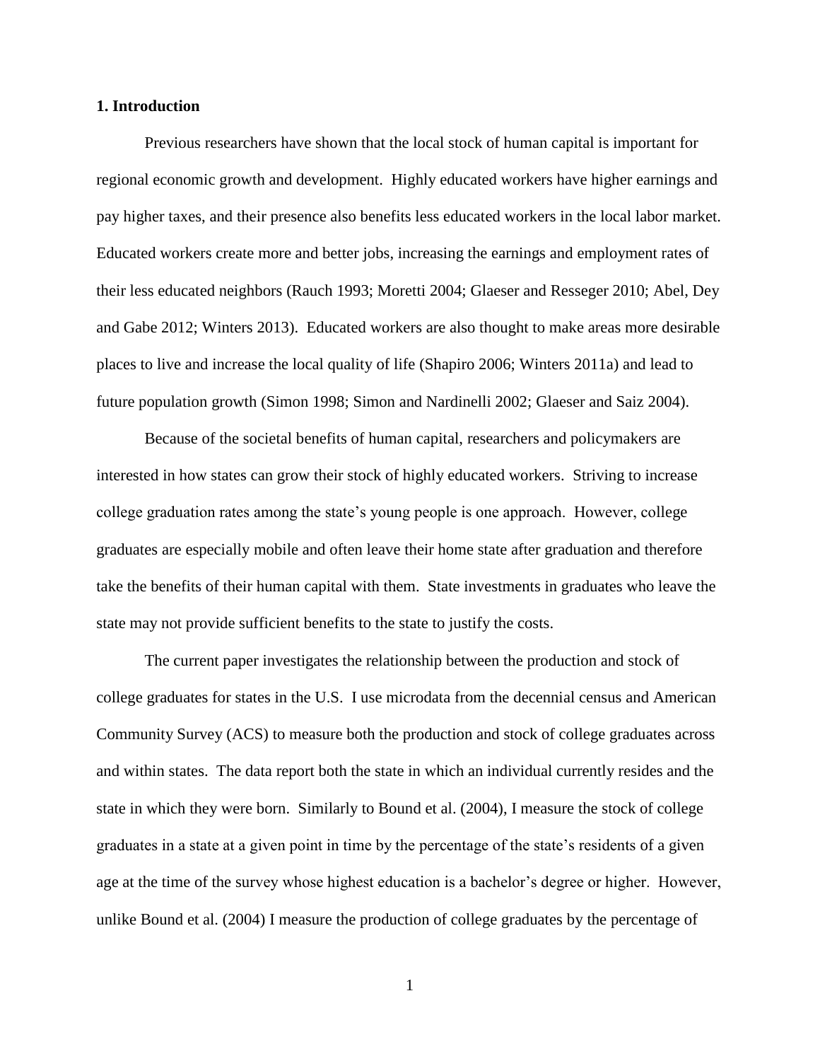## 1. Introduction

Previous researchers have shown that the local stock of human capital is important for regional economic growth and development. Highly educated workers have higher earnings and pay higher taxes, and their presence also benefits less educated workers in the local labor market. Educated workers create more and better jobs, increasing the earnings and employment rates of their less educated neighbors (Rauch 1993; Moretti 2004; Glaeser and Resseger 2010; Abel, Dey and Gabe 2012; Winters 2013). Educated workers are also thought to make areas more desirable places to live and increase the local quality of life (Shapiro 2006; Winters 2011a) and lead to future population growth (Simon 1998; Simon and Nardinelli 2002; Glaeser and Saiz 2004).

Because of the societal benefits of human capital, researchers and policymakers are interested in how states can grow their stock of highly educated workers. Striving to increase college graduation rates among the state's young people is one approach. However, college graduates are especially mobile and often leave their home state after graduation and therefore take the benefits of their human capital with them. State investments in graduates who leave the state may not provide sufficient benefits to the state to justify the costs.

The current paper investigates the relationship between the production and stock of college graduates for states in the U.S. I use microdata from the decennial census and American Community Survey (ACS) to measure both the production and stock of college graduates across and within states. The data report both the state in which an individual currently resides and the state in which they were born. Similarly to Bound et al. (2004), I measure the stock of college graduates in a state at a given point in time by the percentage of the state's residents of a given age at the time of the survey whose highest education is a bachelor's degree or higher. However, unlike Bound et al. (2004) I measure the production of college graduates by the percentage of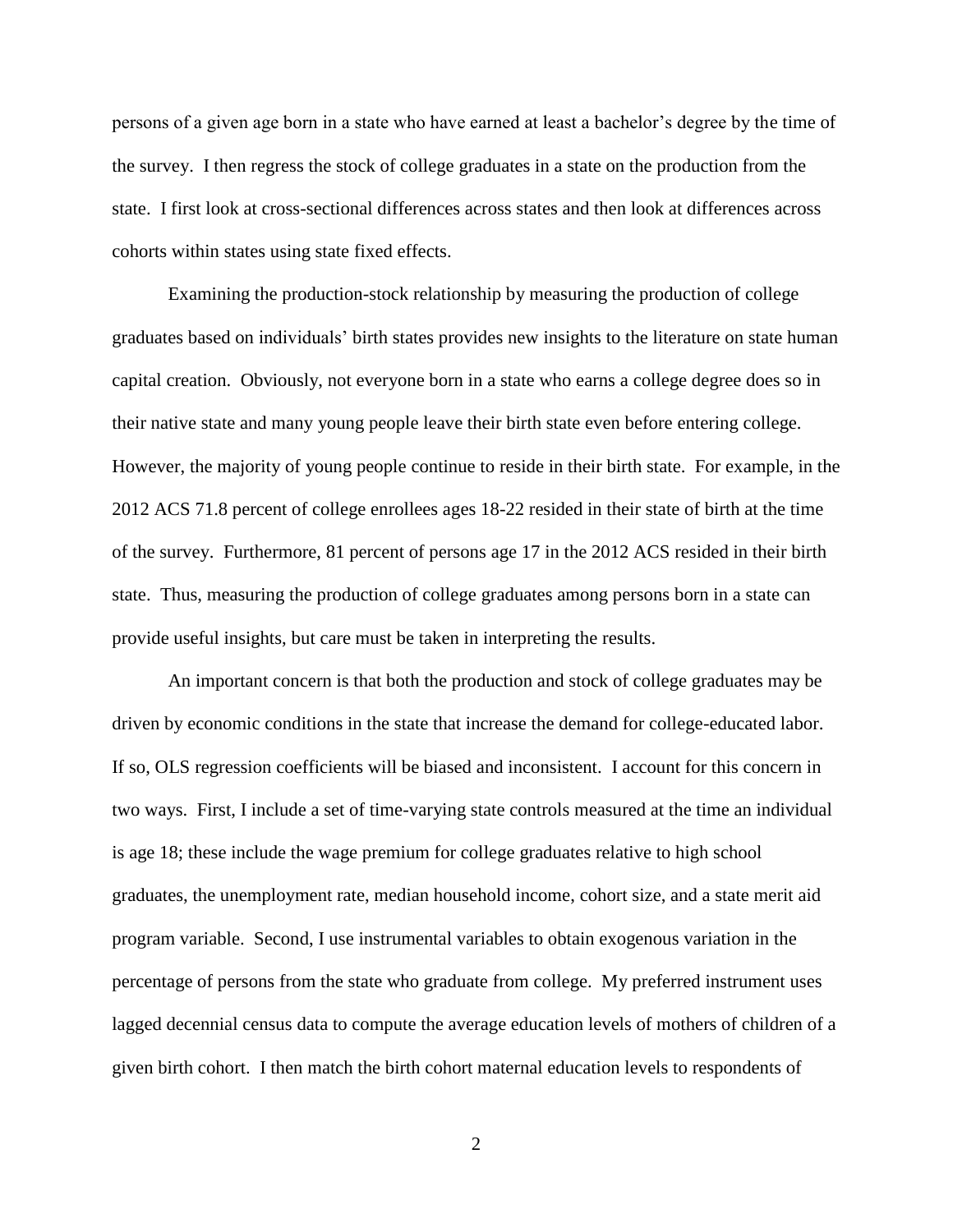persons of a given age born in a state who have earned at least a bachelor's degree by the time of the survey. I then regress the stock of college graduates in a state on the production from the state. I first look at cross-sectional differences across states and then look at differences across cohorts within states using state fixed effects.

Examining the production-stock relationship by measuring the production of college graduates based on individuals' birth states provides new insights to the literature on state human capital creation. Obviously, not everyone born in a state who earns a college degree does so in their native state and many young people leave their birth state even before entering college. However, the majority of young people continue to reside in their birth state. For example, in the 2012 ACS 71.8 percent of college enrollees ages 18-22 resided in their state of birth at the time of the survey. Furthermore, 81 percent of persons age 17 in the 2012 ACS resided in their birth state. Thus, measuring the production of college graduates among persons born in a state can provide useful insights, but care must be taken in interpreting the results.

An important concern is that both the production and stock of college graduates may be driven by economic conditions in the state that increase the demand for college-educated labor. If so, OLS regression coefficients will be biased and inconsistent. I account for this concern in two ways. First, I include a set of time-varying state controls measured at the time an individual is age 18; these include the wage premium for college graduates relative to high school graduates, the unemployment rate, median household income, cohort size, and a state merit aid program variable. Second, I use instrumental variables to obtain exogenous variation in the percentage of persons from the state who graduate from college. My preferred instrument uses lagged decennial census data to compute the average education levels of mothers of children of a given birth cohort. I then match the birth cohort maternal education levels to respondents of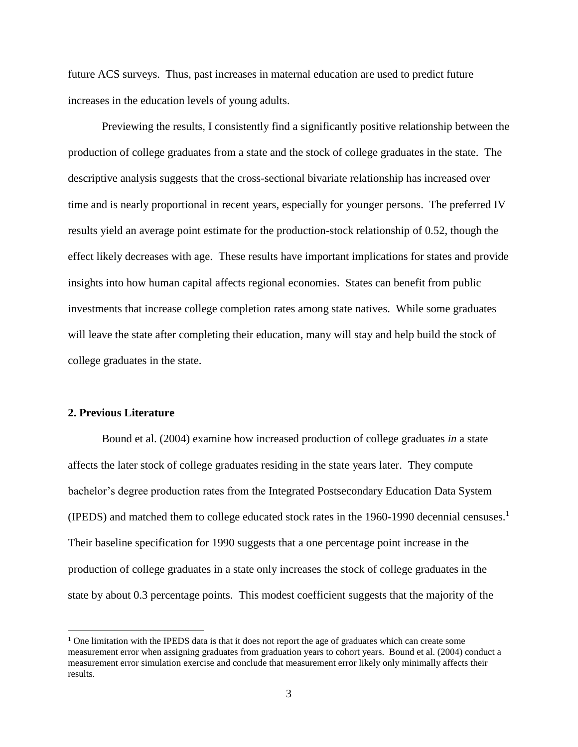future ACS surveys. Thus, past increases in maternal education are used to predict future increases in the education levels of young adults.

Previewing the results, I consistently find a significantly positive relationship between the production of college graduates from a state and the stock of college graduates in the state. The descriptive analysis suggests that the cross-sectional bivariate relationship has increased over time and is nearly proportional in recent years, especially for younger persons. The preferred IV results yield an average point estimate for the production-stock relationship of 0.52, though the effect likely decreases with age. These results have important implications for states and provide insights into how human capital affects regional economies. States can benefit from public investments that increase college completion rates among state natives. While some graduates will leave the state after completing their education, many will stay and help build the stock of college graduates in the state.

## 2. Previous Literature

Bound et al. (2004) examine how increased production of college graduates *in* a state affects the later stock of college graduates residing in the state years later. They compute bachelor's degree production rates from the Integrated Postsecondary Education Data System (IPEDS) and matched them to college educated stock rates in the 1960-1990 decennial censuses.[1] Their baseline specification for 1990 suggests that a one percentage point increase in the production of college graduates in a state only increases the stock of college graduates in the state by about 0.3 percentage points. This modest coefficient suggests that the majority of the

[1] One limitation with the IPEDS data is that it does not report the age of graduates which can create some measurement error when assigning graduates from graduation years to cohort years. Bound et al. (2004) conduct a measurement error simulation exercise and conclude that measurement error likely only minimally affects their results.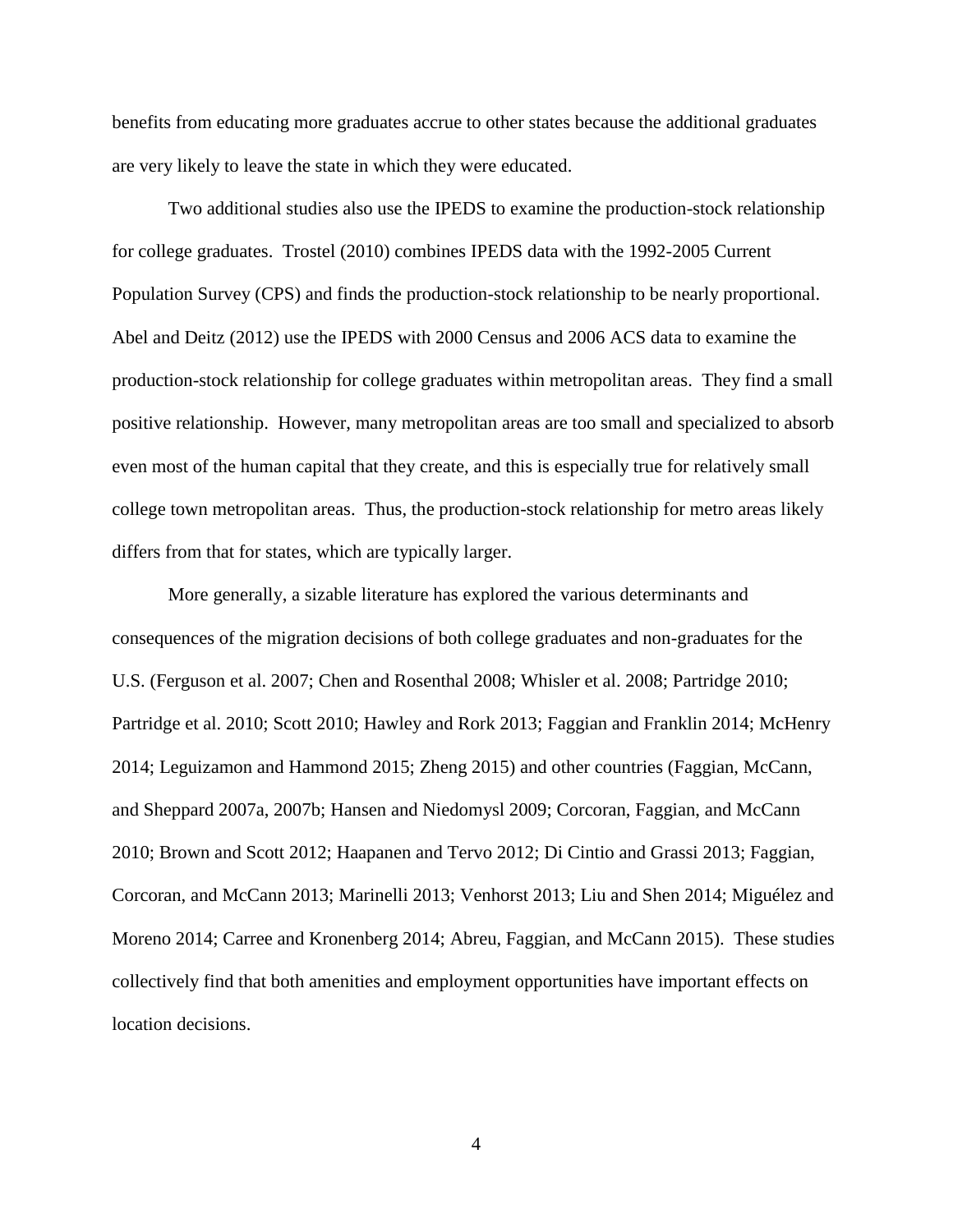benefits from educating more graduates accrue to other states because the additional graduates are very likely to leave the state in which they were educated.

Two additional studies also use the IPEDS to examine the production-stock relationship for college graduates. Trostel (2010) combines IPEDS data with the 1992-2005 Current Population Survey (CPS) and finds the production-stock relationship to be nearly proportional. Abel and Deitz (2012) use the IPEDS with 2000 Census and 2006 ACS data to examine the production-stock relationship for college graduates within metropolitan areas. They find a small positive relationship. However, many metropolitan areas are too small and specialized to absorb even most of the human capital that they create, and this is especially true for relatively small college town metropolitan areas. Thus, the production-stock relationship for metro areas likely differs from that for states, which are typically larger.

More generally, a sizable literature has explored the various determinants and consequences of the migration decisions of both college graduates and non-graduates for the U.S. (Ferguson et al. 2007; Chen and Rosenthal 2008; Whisler et al. 2008; Partridge 2010; Partridge et al. 2010; Scott 2010; Hawley and Rork 2013; Faggian and Franklin 2014; McHenry 2014; Leguizamon and Hammond 2015; Zheng 2015) and other countries (Faggian, McCann, and Sheppard 2007a, 2007b; Hansen and Niedomysl 2009; Corcoran, Faggian, and McCann 2010; Brown and Scott 2012; Haapanen and Tervo 2012; Di Cintio and Grassi 2013; Faggian, Corcoran, and McCann 2013; Marinelli 2013; Venhorst 2013; Liu and Shen 2014; Miguélez and Moreno 2014; Carree and Kronenberg 2014; Abreu, Faggian, and McCann 2015). These studies collectively find that both amenities and employment opportunities have important effects on location decisions.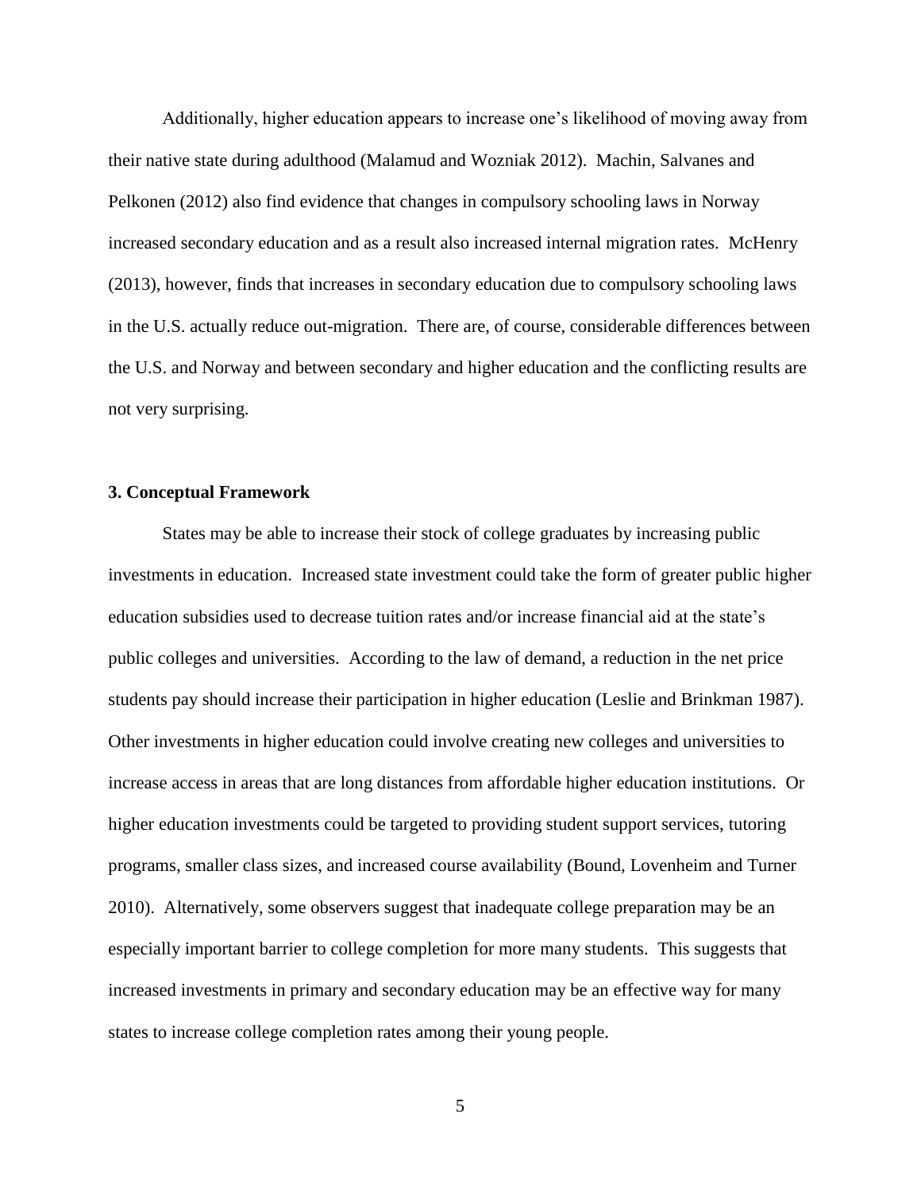Additionally, higher education appears to increase one's likelihood of moving away from their native state during adulthood (Malamud and Wozniak 2012). Machin, Salvanes and Pelkonen (2012) also find evidence that changes in compulsory schooling laws in Norway increased secondary education and as a result also increased internal migration rates. McHenry (2013), however, finds that increases in secondary education due to compulsory schooling laws in the U.S. actually reduce out-migration. There are, of course, considerable differences between the U.S. and Norway and between secondary and higher education and the conflicting results are not very surprising.

## 3. Conceptual Framework

States may be able to increase their stock of college graduates by increasing public investments in education. Increased state investment could take the form of greater public higher education subsidies used to decrease tuition rates and/or increase financial aid at the state's public colleges and universities. According to the law of demand, a reduction in the net price students pay should increase their participation in higher education (Leslie and Brinkman 1987). Other investments in higher education could involve creating new colleges and universities to increase access in areas that are long distances from affordable higher education institutions. Or higher education investments could be targeted to providing student support services, tutoring programs, smaller class sizes, and increased course availability (Bound, Lovenheim and Turner 2010). Alternatively, some observers suggest that inadequate college preparation may be an especially important barrier to college completion for more many students. This suggests that increased investments in primary and secondary education may be an effective way for many states to increase college completion rates among their young people.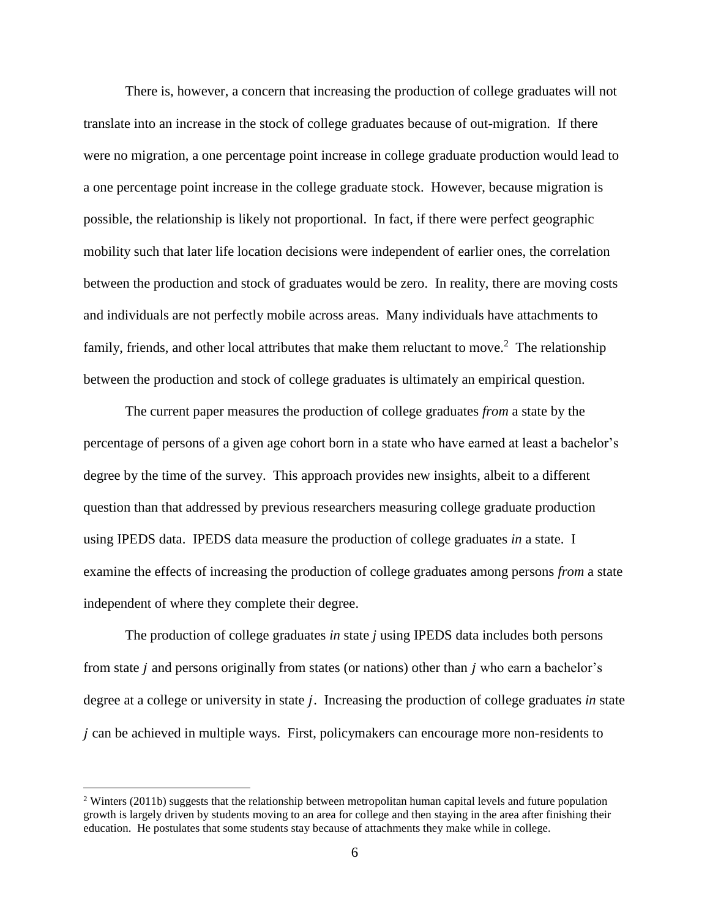There is, however, a concern that increasing the production of college graduates will not translate into an increase in the stock of college graduates because of out-migration. If there were no migration, a one percentage point increase in college graduate production would lead to a one percentage point increase in the college graduate stock. However, because migration is possible, the relationship is likely not proportional. In fact, if there were perfect geographic mobility such that later life location decisions were independent of earlier ones, the correlation between the production and stock of graduates would be zero. In reality, there are moving costs and individuals are not perfectly mobile across areas. Many individuals have attachments to family, friends, and other local attributes that make them reluctant to move.[2] The relationship between the production and stock of college graduates is ultimately an empirical question.

The current paper measures the production of college graduates *from* a state by the percentage of persons of a given age cohort born in a state who have earned at least a bachelor's degree by the time of the survey. This approach provides new insights, albeit to a different question than that addressed by previous researchers measuring college graduate production using IPEDS data. IPEDS data measure the production of college graduates *in* a state. I examine the effects of increasing the production of college graduates among persons *from* a state independent of where they complete their degree.

The production of college graduates *in* state $j$ using IPEDS data includes both persons from state $j$ and persons originally from states (or nations) other than $j$ who earn a bachelor's degree at a college or university in state $j$. Increasing the production of college graduates *in* state $j$ can be achieved in multiple ways. First, policymakers can encourage more non-residents to

[2] Winters (2011b) suggests that the relationship between metropolitan human capital levels and future population growth is largely driven by students moving to an area for college and then staying in the area after finishing their education. He postulates that some students stay because of attachments they make while in college.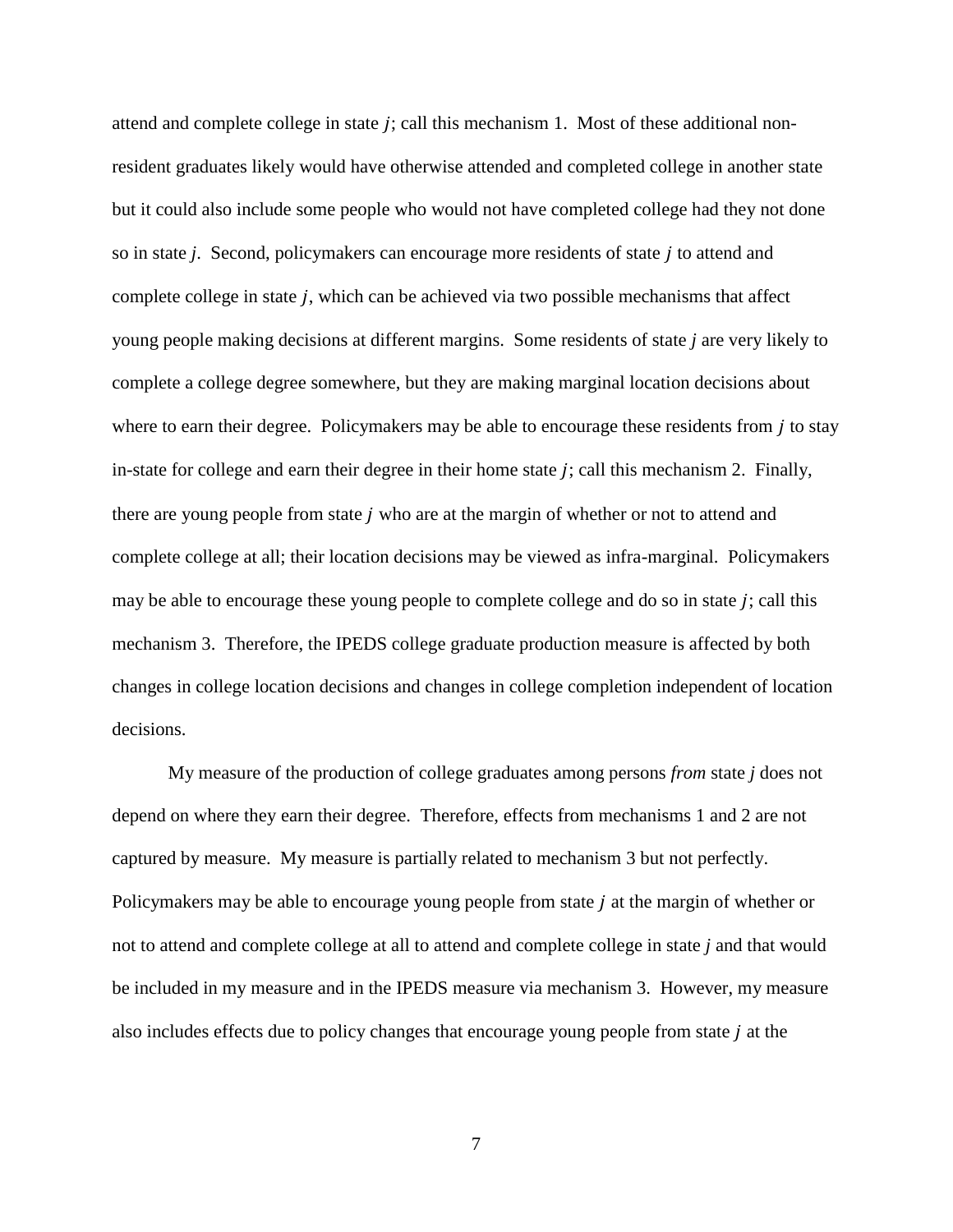attend and complete college in state $j$; call this mechanism 1. Most of these additional non-resident graduates likely would have otherwise attended and completed college in another state but it could also include some people who would not have completed college had they not done so in state $j$. Second, policymakers can encourage more residents of state $j$ to attend and complete college in state $j$, which can be achieved via two possible mechanisms that affect young people making decisions at different margins. Some residents of state $j$ are very likely to complete a college degree somewhere, but they are making marginal location decisions about where to earn their degree. Policymakers may be able to encourage these residents from $j$ to stay in-state for college and earn their degree in their home state $j$; call this mechanism 2. Finally, there are young people from state $j$ who are at the margin of whether or not to attend and complete college at all; their location decisions may be viewed as infra-marginal. Policymakers may be able to encourage these young people to complete college and do so in state $j$; call this mechanism 3. Therefore, the IPEDS college graduate production measure is affected by both changes in college location decisions and changes in college completion independent of location decisions.

My measure of the production of college graduates among persons *from* state $j$ does not depend on where they earn their degree. Therefore, effects from mechanisms 1 and 2 are not captured by measure. My measure is partially related to mechanism 3 but not perfectly. Policymakers may be able to encourage young people from state $j$ at the margin of whether or not to attend and complete college at all to attend and complete college in state $j$ and that would be included in my measure and in the IPEDS measure via mechanism 3. However, my measure also includes effects due to policy changes that encourage young people from state $j$ at the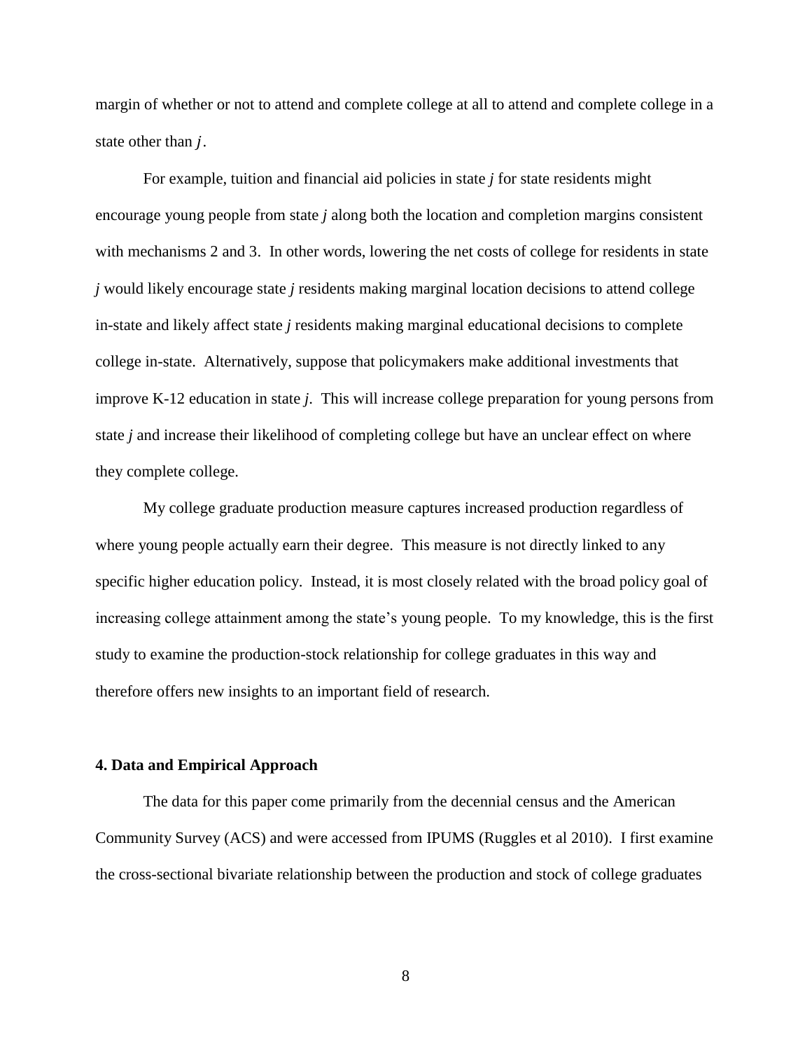margin of whether or not to attend and complete college at all to attend and complete college in a state other than $j$.

For example, tuition and financial aid policies in state *j* for state residents might encourage young people from state *j* along both the location and completion margins consistent with mechanisms 2 and 3. In other words, lowering the net costs of college for residents in state *j* would likely encourage state *j* residents making marginal location decisions to attend college in-state and likely affect state *j* residents making marginal educational decisions to complete college in-state. Alternatively, suppose that policymakers make additional investments that improve K-12 education in state *j*. This will increase college preparation for young persons from state *j* and increase their likelihood of completing college but have an unclear effect on where they complete college.

My college graduate production measure captures increased production regardless of where young people actually earn their degree. This measure is not directly linked to any specific higher education policy. Instead, it is most closely related with the broad policy goal of increasing college attainment among the state's young people. To my knowledge, this is the first study to examine the production-stock relationship for college graduates in this way and therefore offers new insights to an important field of research.

## 4. Data and Empirical Approach

The data for this paper come primarily from the decennial census and the American Community Survey (ACS) and were accessed from IPUMS (Ruggles et al 2010). I first examine the cross-sectional bivariate relationship between the production and stock of college graduates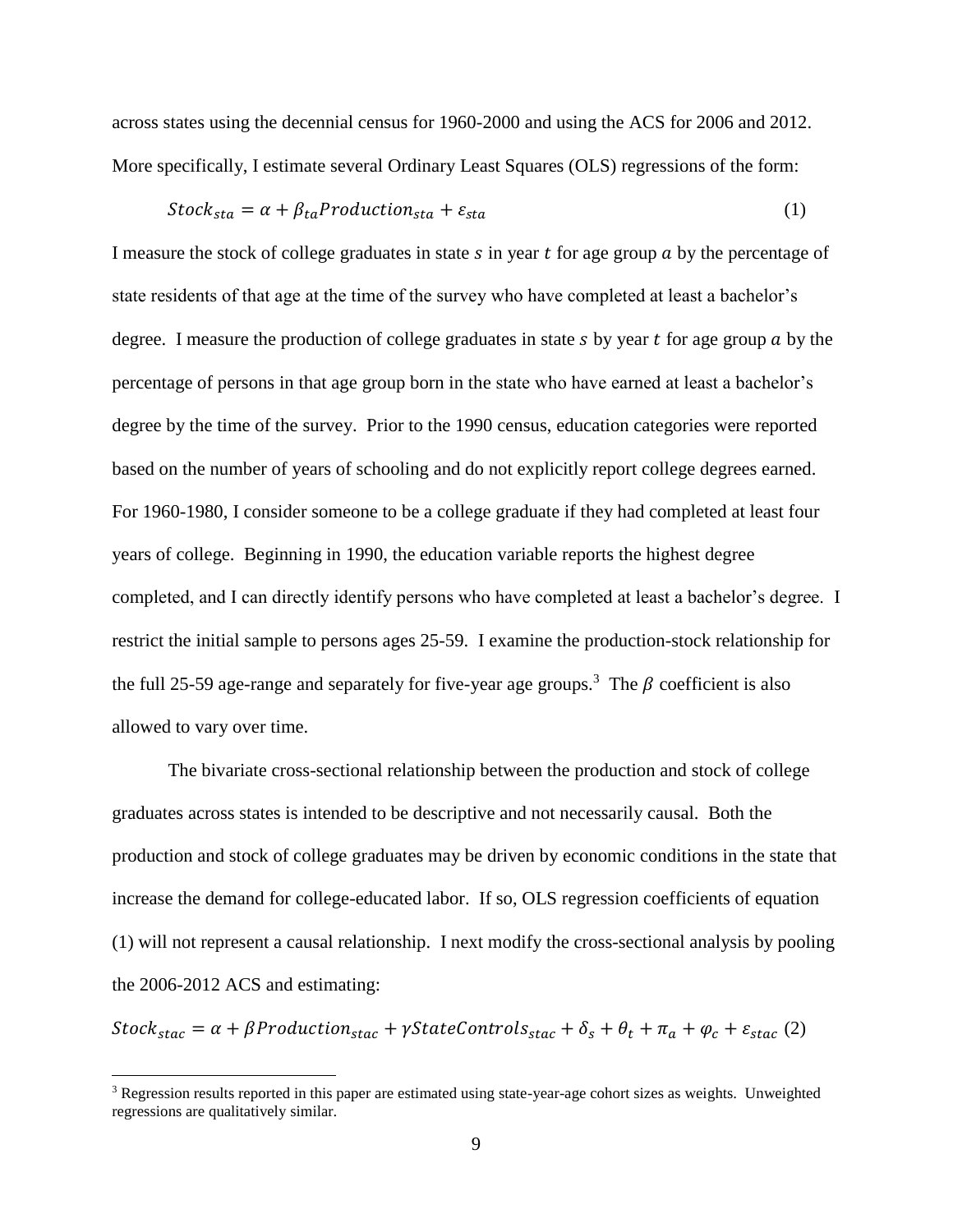across states using the decennial census for 1960-2000 and using the ACS for 2006 and 2012. More specifically, I estimate several Ordinary Least Squares (OLS) regressions of the form:

$$Stock_{sta} = \alpha + \beta_{ta} Production_{sta} + \varepsilon_{sta} \quad (1)$$

I measure the stock of college graduates in state $s$ in year $t$ for age group $a$ by the percentage of state residents of that age at the time of the survey who have completed at least a bachelor's degree. I measure the production of college graduates in state $s$ by year $t$ for age group $a$ by the percentage of persons in that age group born in the state who have earned at least a bachelor's degree by the time of the survey. Prior to the 1990 census, education categories were reported based on the number of years of schooling and do not explicitly report college degrees earned. For 1960-1980, I consider someone to be a college graduate if they had completed at least four years of college. Beginning in 1990, the education variable reports the highest degree completed, and I can directly identify persons who have completed at least a bachelor's degree. I restrict the initial sample to persons ages 25-59. I examine the production-stock relationship for the full 25-59 age-range and separately for five-year age groups.[3] The $\beta$ coefficient is also allowed to vary over time.

The bivariate cross-sectional relationship between the production and stock of college graduates across states is intended to be descriptive and not necessarily causal. Both the production and stock of college graduates may be driven by economic conditions in the state that increase the demand for college-educated labor. If so, OLS regression coefficients of equation (1) will not represent a causal relationship. I next modify the cross-sectional analysis by pooling the 2006-2012 ACS and estimating:

$$Stock_{stac} = \alpha + \beta Production_{stac} + \gamma StateControls_{stac} + \delta_s + \theta_t + \pi_a + \varphi_c + \varepsilon_{stac} \quad (2)$$

[3] Regression results reported in this paper are estimated using state-year-age cohort sizes as weights. Unweighted regressions are qualitatively similar.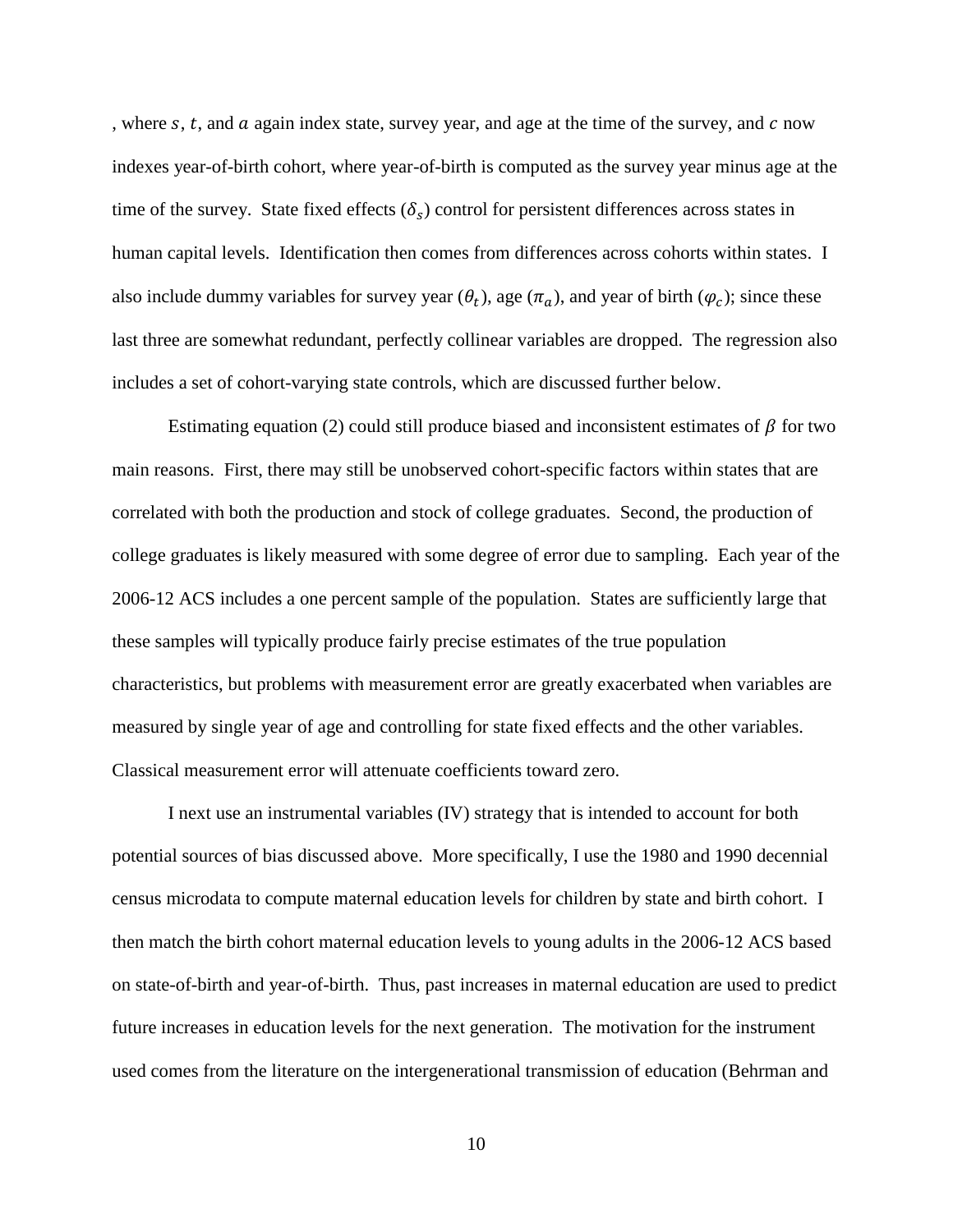, where $s$, $t$, and $a$ again index state, survey year, and age at the time of the survey, and $c$ now indexes year-of-birth cohort, where year-of-birth is computed as the survey year minus age at the time of the survey. State fixed effects ($\delta_s$) control for persistent differences across states in human capital levels. Identification then comes from differences across cohorts within states. I also include dummy variables for survey year ($\theta_t$), age ($\pi_a$), and year of birth ($\varphi_c$); since these last three are somewhat redundant, perfectly collinear variables are dropped. The regression also includes a set of cohort-varying state controls, which are discussed further below.

Estimating equation (2) could still produce biased and inconsistent estimates of $\beta$ for two main reasons. First, there may still be unobserved cohort-specific factors within states that are correlated with both the production and stock of college graduates. Second, the production of college graduates is likely measured with some degree of error due to sampling. Each year of the 2006-12 ACS includes a one percent sample of the population. States are sufficiently large that these samples will typically produce fairly precise estimates of the true population characteristics, but problems with measurement error are greatly exacerbated when variables are measured by single year of age and controlling for state fixed effects and the other variables. Classical measurement error will attenuate coefficients toward zero.

I next use an instrumental variables (IV) strategy that is intended to account for both potential sources of bias discussed above. More specifically, I use the 1980 and 1990 decennial census microdata to compute maternal education levels for children by state and birth cohort. I then match the birth cohort maternal education levels to young adults in the 2006-12 ACS based on state-of-birth and year-of-birth. Thus, past increases in maternal education are used to predict future increases in education levels for the next generation. The motivation for the instrument used comes from the literature on the intergenerational transmission of education (Behrman and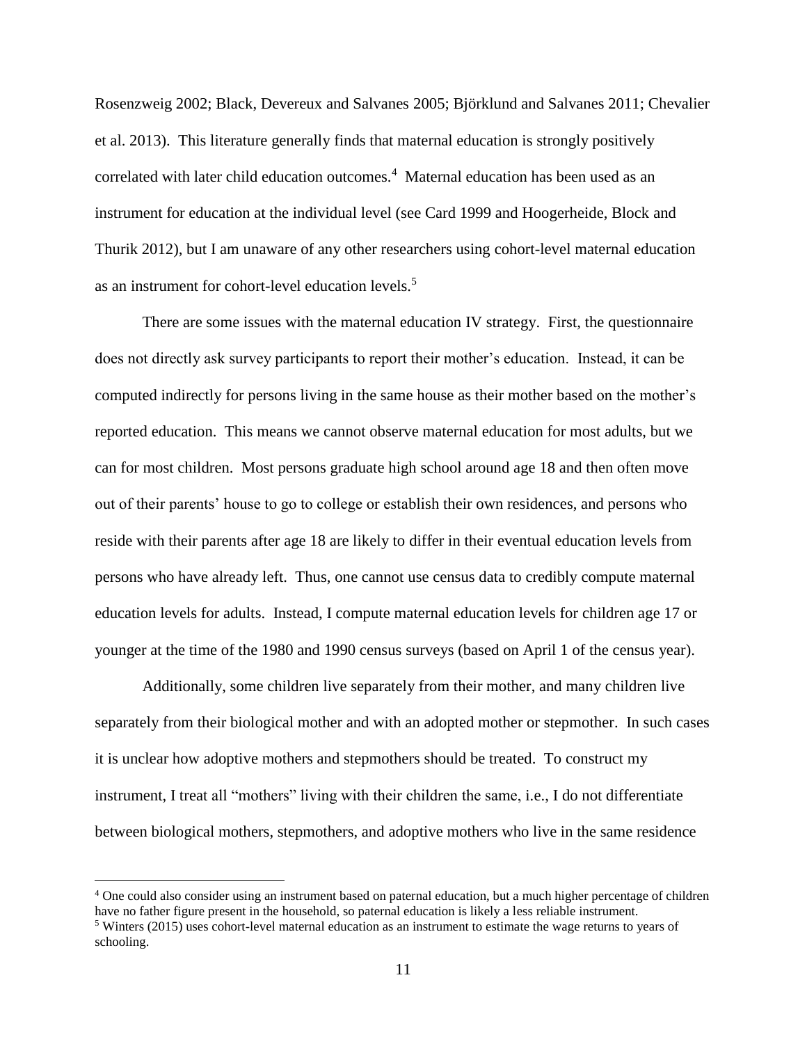Rosenzweig 2002; Black, Devereux and Salvanes 2005; Björklund and Salvanes 2011; Chevalier et al. 2013). This literature generally finds that maternal education is strongly positively correlated with later child education outcomes.[4] Maternal education has been used as an instrument for education at the individual level (see Card 1999 and Hoogerheide, Block and Thurik 2012), but I am unaware of any other researchers using cohort-level maternal education as an instrument for cohort-level education levels.[5]

There are some issues with the maternal education IV strategy. First, the questionnaire does not directly ask survey participants to report their mother's education. Instead, it can be computed indirectly for persons living in the same house as their mother based on the mother's reported education. This means we cannot observe maternal education for most adults, but we can for most children. Most persons graduate high school around age 18 and then often move out of their parents' house to go to college or establish their own residences, and persons who reside with their parents after age 18 are likely to differ in their eventual education levels from persons who have already left. Thus, one cannot use census data to credibly compute maternal education levels for adults. Instead, I compute maternal education levels for children age 17 or younger at the time of the 1980 and 1990 census surveys (based on April 1 of the census year).

Additionally, some children live separately from their mother, and many children live separately from their biological mother and with an adopted mother or stepmother. In such cases it is unclear how adoptive mothers and stepmothers should be treated. To construct my instrument, I treat all "mothers" living with their children the same, i.e., I do not differentiate between biological mothers, stepmothers, and adoptive mothers who live in the same residence

[4] One could also consider using an instrument based on paternal education, but a much higher percentage of children have no father figure present in the household, so paternal education is likely a less reliable instrument.

[5] Winters (2015) uses cohort-level maternal education as an instrument to estimate the wage returns to years of schooling.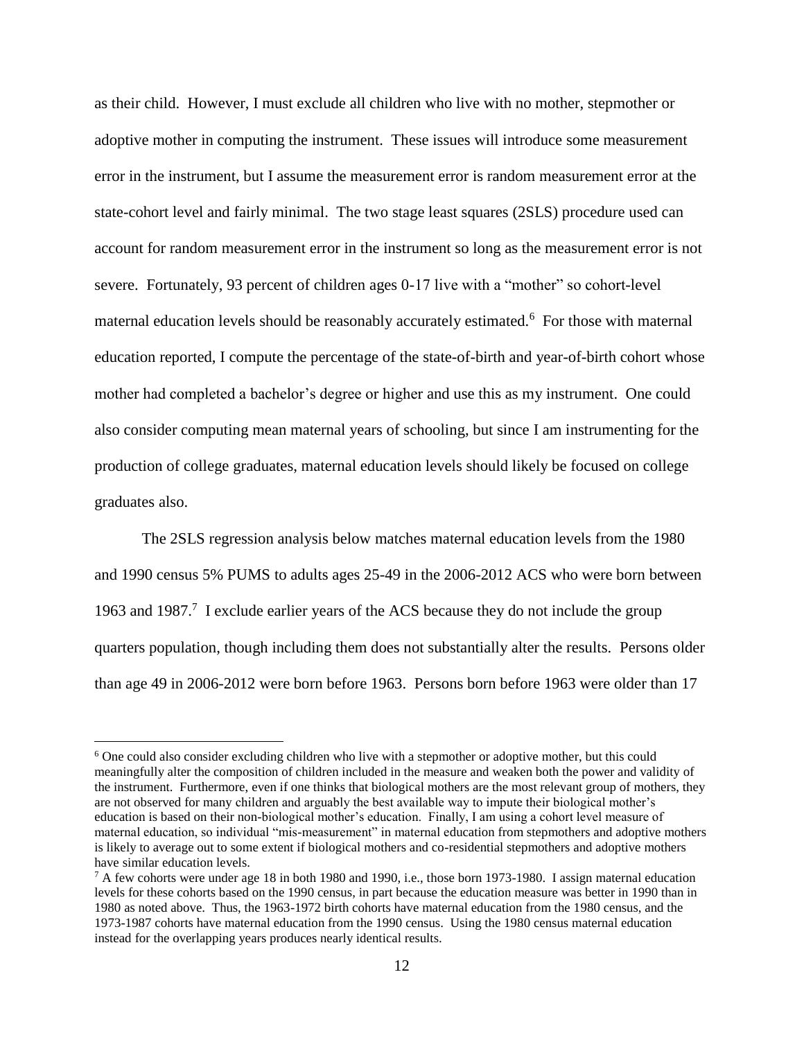as their child. However, I must exclude all children who live with no mother, stepmother or adoptive mother in computing the instrument. These issues will introduce some measurement error in the instrument, but I assume the measurement error is random measurement error at the state-cohort level and fairly minimal. The two stage least squares (2SLS) procedure used can account for random measurement error in the instrument so long as the measurement error is not severe. Fortunately, 93 percent of children ages 0-17 live with a "mother" so cohort-level maternal education levels should be reasonably accurately estimated.[6] For those with maternal education reported, I compute the percentage of the state-of-birth and year-of-birth cohort whose mother had completed a bachelor's degree or higher and use this as my instrument. One could also consider computing mean maternal years of schooling, but since I am instrumenting for the production of college graduates, maternal education levels should likely be focused on college graduates also.

The 2SLS regression analysis below matches maternal education levels from the 1980 and 1990 census 5% PUMS to adults ages 25-49 in the 2006-2012 ACS who were born between 1963 and 1987.[7] I exclude earlier years of the ACS because they do not include the group quarters population, though including them does not substantially alter the results. Persons older than age 49 in 2006-2012 were born before 1963. Persons born before 1963 were older than 17

[6] One could also consider excluding children who live with a stepmother or adoptive mother, but this could meaningfully alter the composition of children included in the measure and weaken both the power and validity of the instrument. Furthermore, even if one thinks that biological mothers are the most relevant group of mothers, they are not observed for many children and arguably the best available way to impute their biological mother's education is based on their non-biological mother's education. Finally, I am using a cohort level measure of maternal education, so individual "mis-measurement" in maternal education from stepmothers and adoptive mothers is likely to average out to some extent if biological mothers and co-residential stepmothers and adoptive mothers have similar education levels.

[7] A few cohorts were under age 18 in both 1980 and 1990, i.e., those born 1973-1980. I assign maternal education levels for these cohorts based on the 1990 census, in part because the education measure was better in 1990 than in 1980 as noted above. Thus, the 1963-1972 birth cohorts have maternal education from the 1980 census, and the 1973-1987 cohorts have maternal education from the 1990 census. Using the 1980 census maternal education instead for the overlapping years produces nearly identical results.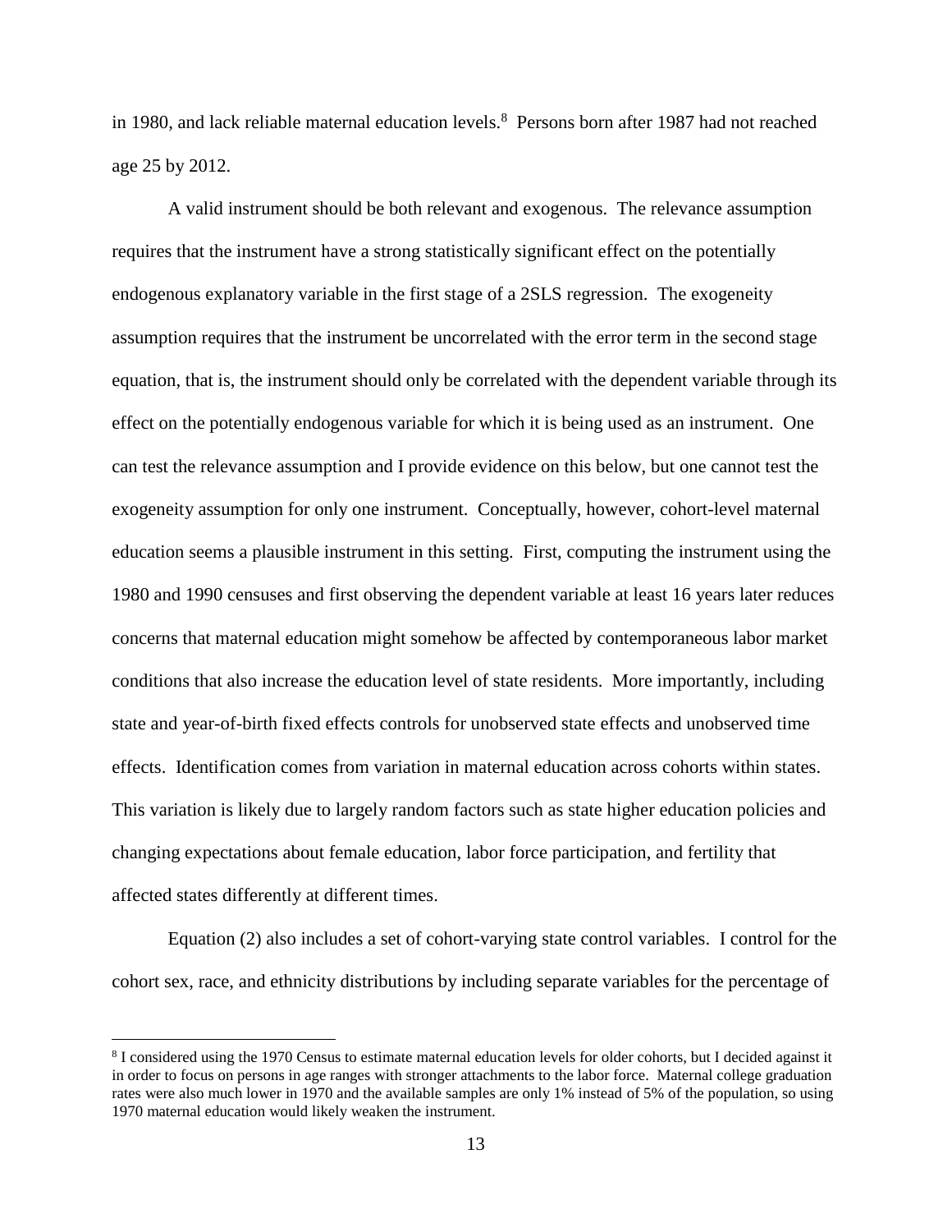in 1980, and lack reliable maternal education levels.[8] Persons born after 1987 had not reached age 25 by 2012.

A valid instrument should be both relevant and exogenous. The relevance assumption requires that the instrument have a strong statistically significant effect on the potentially endogenous explanatory variable in the first stage of a 2SLS regression. The exogeneity assumption requires that the instrument be uncorrelated with the error term in the second stage equation, that is, the instrument should only be correlated with the dependent variable through its effect on the potentially endogenous variable for which it is being used as an instrument. One can test the relevance assumption and I provide evidence on this below, but one cannot test the exogeneity assumption for only one instrument. Conceptually, however, cohort-level maternal education seems a plausible instrument in this setting. First, computing the instrument using the 1980 and 1990 censuses and first observing the dependent variable at least 16 years later reduces concerns that maternal education might somehow be affected by contemporaneous labor market conditions that also increase the education level of state residents. More importantly, including state and year-of-birth fixed effects controls for unobserved state effects and unobserved time effects. Identification comes from variation in maternal education across cohorts within states. This variation is likely due to largely random factors such as state higher education policies and changing expectations about female education, labor force participation, and fertility that affected states differently at different times.

Equation (2) also includes a set of cohort-varying state control variables. I control for the cohort sex, race, and ethnicity distributions by including separate variables for the percentage of

[8] I considered using the 1970 Census to estimate maternal education levels for older cohorts, but I decided against it in order to focus on persons in age ranges with stronger attachments to the labor force. Maternal college graduation rates were also much lower in 1970 and the available samples are only 1% instead of 5% of the population, so using 1970 maternal education would likely weaken the instrument.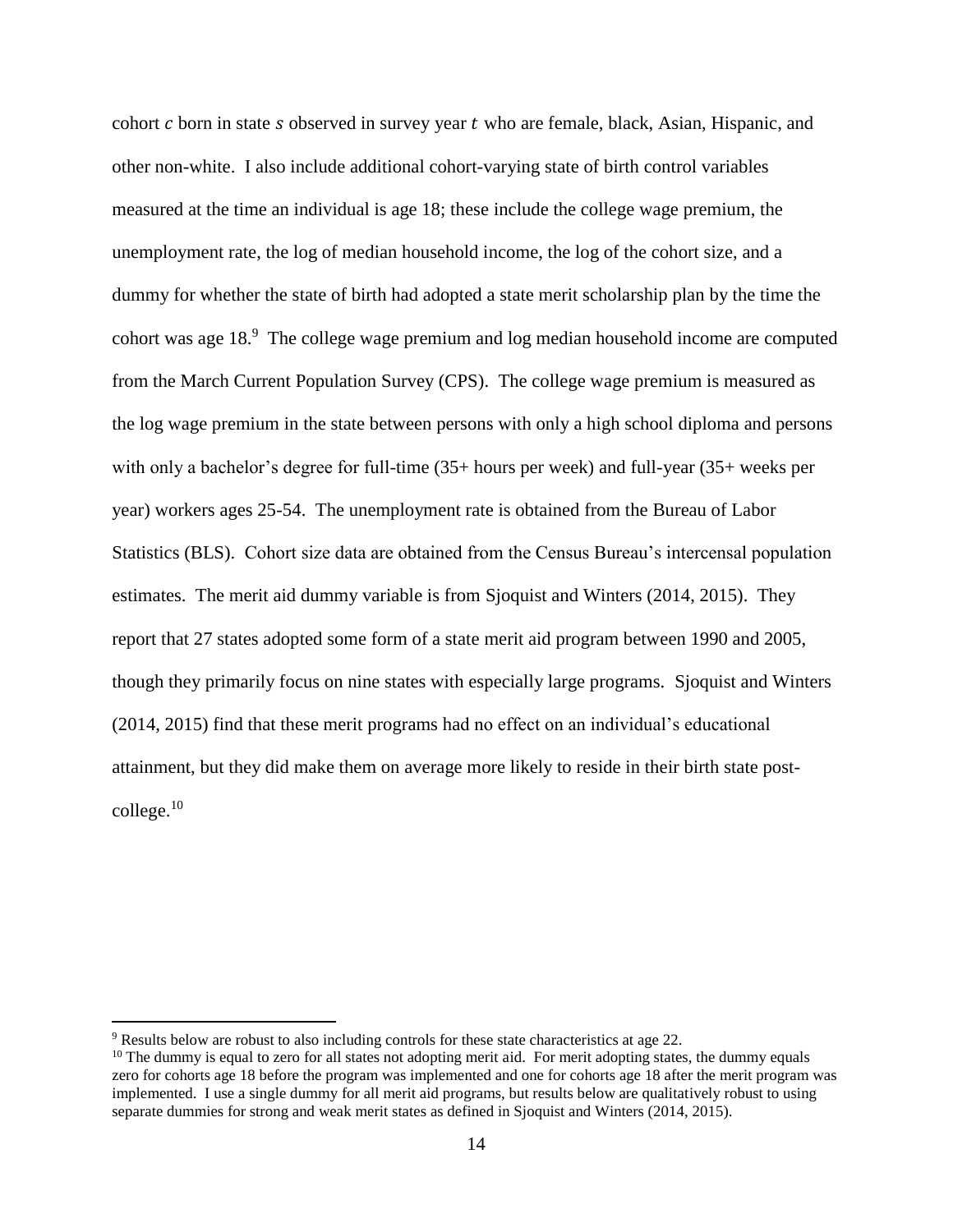cohort $c$ born in state $s$ observed in survey year $t$ who are female, black, Asian, Hispanic, and other non-white. I also include additional cohort-varying state of birth control variables measured at the time an individual is age 18; these include the college wage premium, the unemployment rate, the log of median household income, the log of the cohort size, and a dummy for whether the state of birth had adopted a state merit scholarship plan by the time the cohort was age 18.[9] The college wage premium and log median household income are computed from the March Current Population Survey (CPS). The college wage premium is measured as the log wage premium in the state between persons with only a high school diploma and persons with only a bachelor's degree for full-time (35+ hours per week) and full-year (35+ weeks per year) workers ages 25-54. The unemployment rate is obtained from the Bureau of Labor Statistics (BLS). Cohort size data are obtained from the Census Bureau's intercensal population estimates. The merit aid dummy variable is from Sjoquist and Winters (2014, 2015). They report that 27 states adopted some form of a state merit aid program between 1990 and 2005, though they primarily focus on nine states with especially large programs. Sjoquist and Winters (2014, 2015) find that these merit programs had no effect on an individual's educational attainment, but they did make them on average more likely to reside in their birth state post-college.[10]

---

[9] Results below are robust to also including controls for these state characteristics at age 22.

[10] The dummy is equal to zero for all states not adopting merit aid. For merit adopting states, the dummy equals zero for cohorts age 18 before the program was implemented and one for cohorts age 18 after the merit program was implemented. I use a single dummy for all merit aid programs, but results below are qualitatively robust to using separate dummies for strong and weak merit states as defined in Sjoquist and Winters (2014, 2015).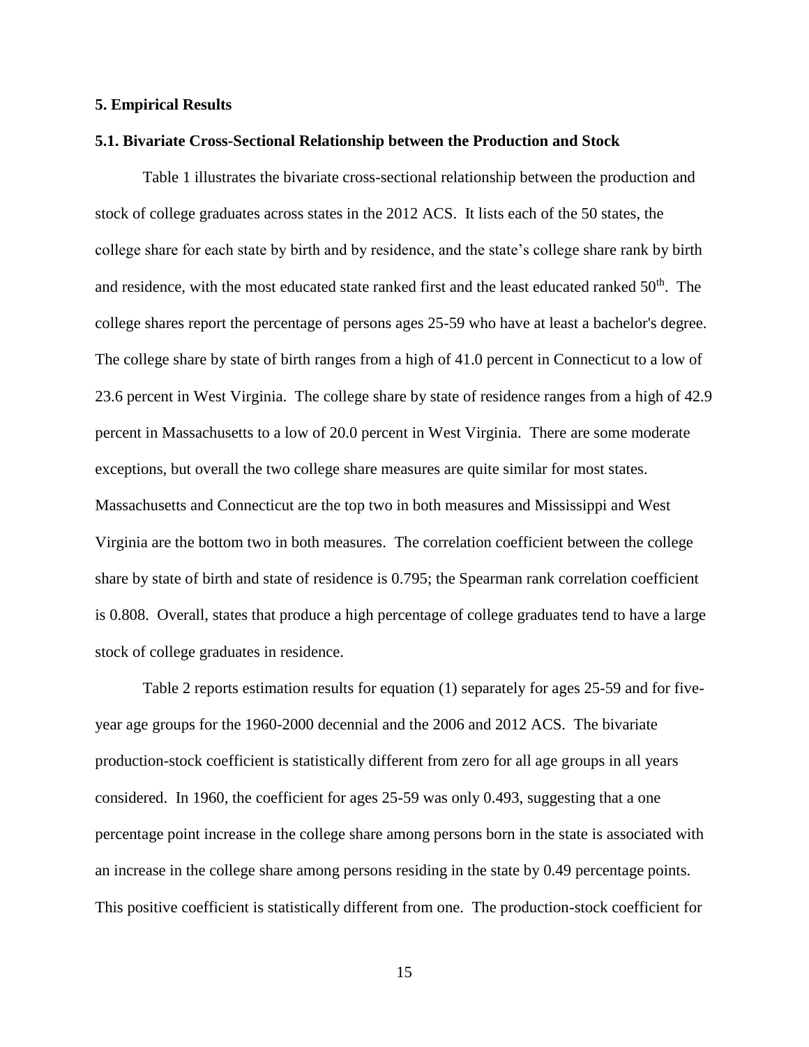## 5. Empirical Results

### 5.1. Bivariate Cross-Sectional Relationship between the Production and Stock

Table 1 illustrates the bivariate cross-sectional relationship between the production and stock of college graduates across states in the 2012 ACS. It lists each of the 50 states, the college share for each state by birth and by residence, and the state's college share rank by birth and residence, with the most educated state ranked first and the least educated ranked 50th. The college shares report the percentage of persons ages 25-59 who have at least a bachelor's degree. The college share by state of birth ranges from a high of 41.0 percent in Connecticut to a low of 23.6 percent in West Virginia. The college share by state of residence ranges from a high of 42.9 percent in Massachusetts to a low of 20.0 percent in West Virginia. There are some moderate exceptions, but overall the two college share measures are quite similar for most states. Massachusetts and Connecticut are the top two in both measures and Mississippi and West Virginia are the bottom two in both measures. The correlation coefficient between the college share by state of birth and state of residence is 0.795; the Spearman rank correlation coefficient is 0.808. Overall, states that produce a high percentage of college graduates tend to have a large stock of college graduates in residence.

Table 2 reports estimation results for equation (1) separately for ages 25-59 and for five-year age groups for the 1960-2000 decennial and the 2006 and 2012 ACS. The bivariate production-stock coefficient is statistically different from zero for all age groups in all years considered. In 1960, the coefficient for ages 25-59 was only 0.493, suggesting that a one percentage point increase in the college share among persons born in the state is associated with an increase in the college share among persons residing in the state by 0.49 percentage points. This positive coefficient is statistically different from one. The production-stock coefficient for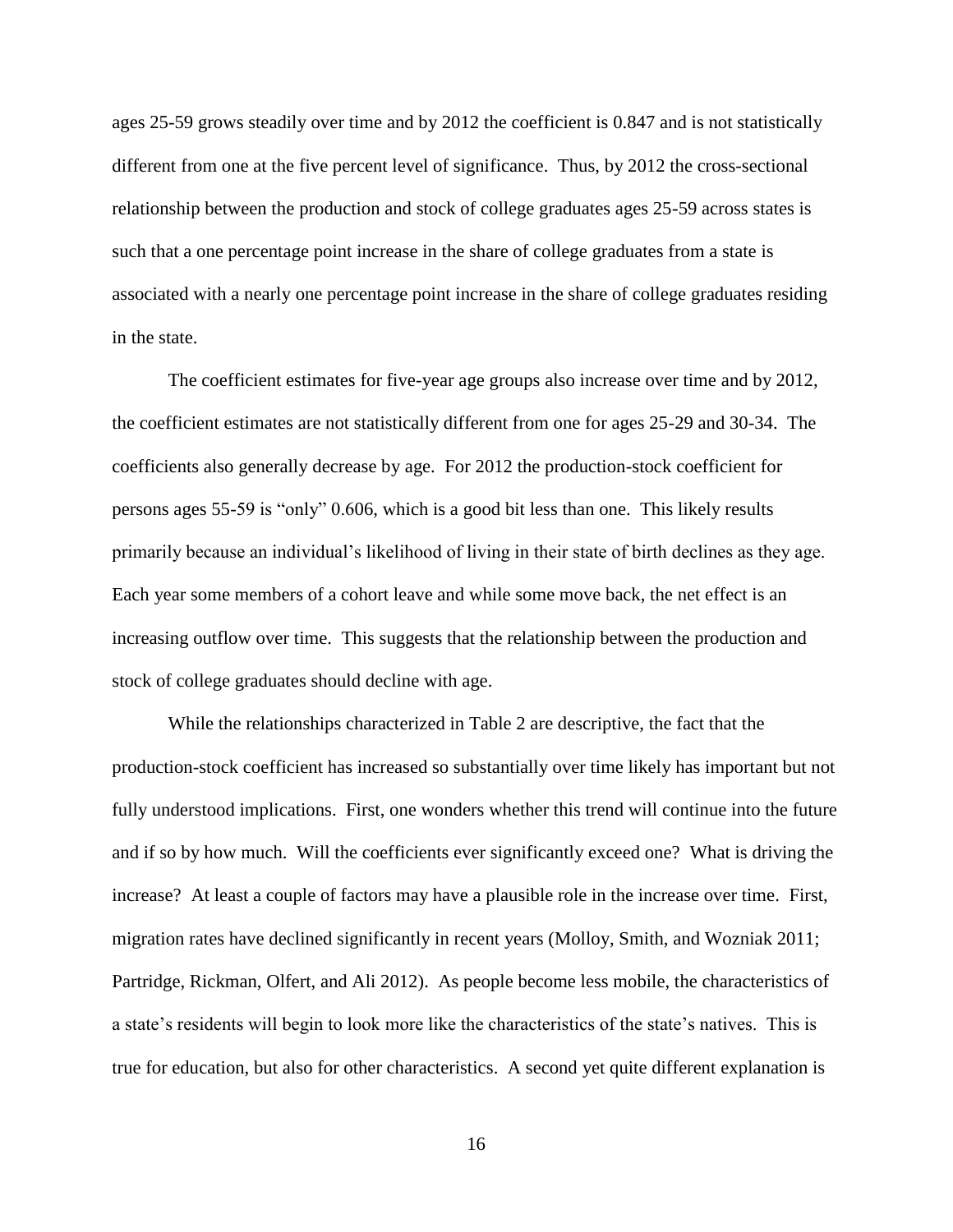ages 25-59 grows steadily over time and by 2012 the coefficient is 0.847 and is not statistically different from one at the five percent level of significance. Thus, by 2012 the cross-sectional relationship between the production and stock of college graduates ages 25-59 across states is such that a one percentage point increase in the share of college graduates from a state is associated with a nearly one percentage point increase in the share of college graduates residing in the state.

The coefficient estimates for five-year age groups also increase over time and by 2012, the coefficient estimates are not statistically different from one for ages 25-29 and 30-34. The coefficients also generally decrease by age. For 2012 the production-stock coefficient for persons ages 55-59 is "only" 0.606, which is a good bit less than one. This likely results primarily because an individual's likelihood of living in their state of birth declines as they age. Each year some members of a cohort leave and while some move back, the net effect is an increasing outflow over time. This suggests that the relationship between the production and stock of college graduates should decline with age.

While the relationships characterized in Table 2 are descriptive, the fact that the production-stock coefficient has increased so substantially over time likely has important but not fully understood implications. First, one wonders whether this trend will continue into the future and if so by how much. Will the coefficients ever significantly exceed one? What is driving the increase? At least a couple of factors may have a plausible role in the increase over time. First, migration rates have declined significantly in recent years (Molloy, Smith, and Wozniak 2011; Partridge, Rickman, Olfert, and Ali 2012). As people become less mobile, the characteristics of a state's residents will begin to look more like the characteristics of the state's natives. This is true for education, but also for other characteristics. A second yet quite different explanation is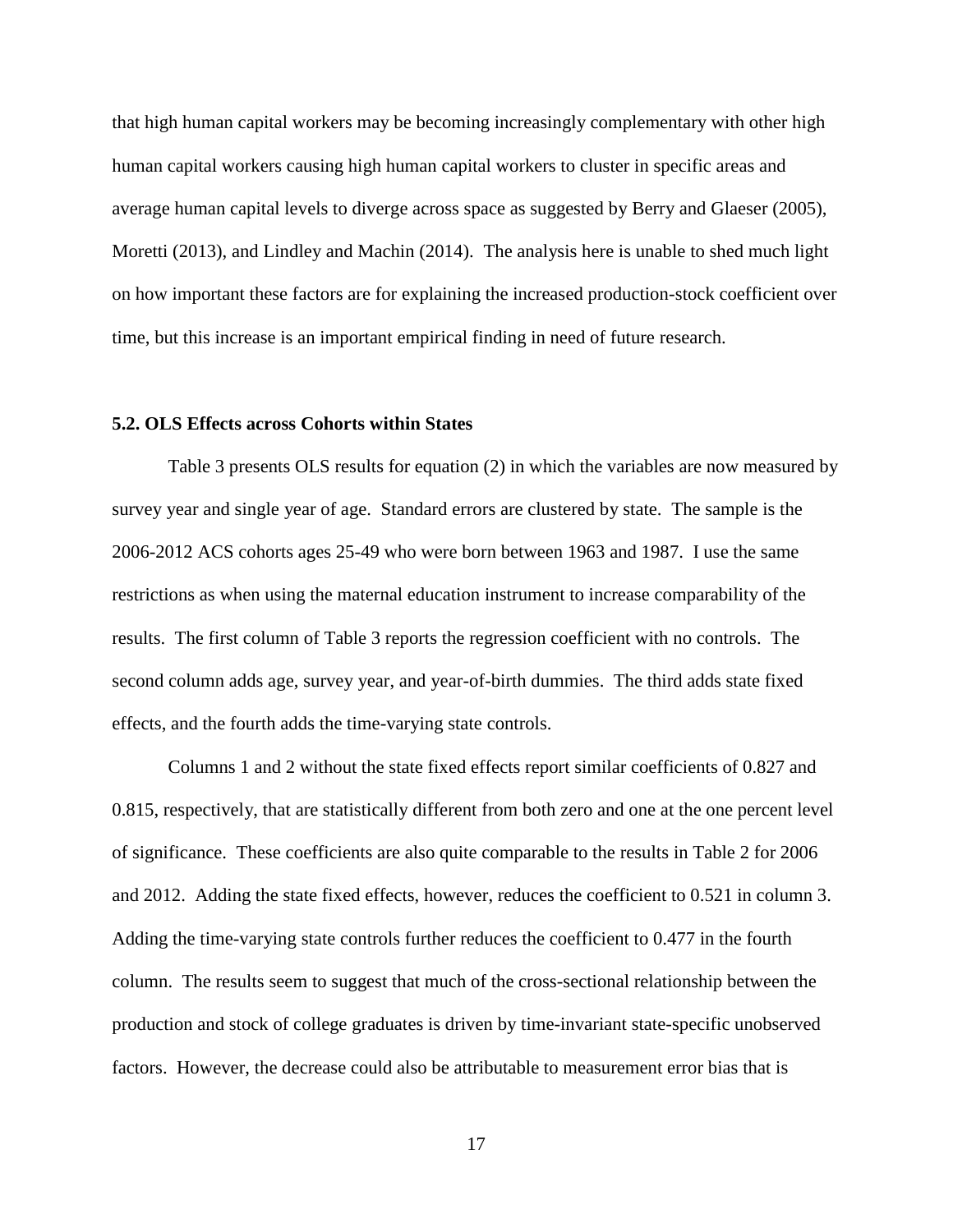that high human capital workers may be becoming increasingly complementary with other high human capital workers causing high human capital workers to cluster in specific areas and average human capital levels to diverge across space as suggested by Berry and Glaeser (2005), Moretti (2013), and Lindley and Machin (2014). The analysis here is unable to shed much light on how important these factors are for explaining the increased production-stock coefficient over time, but this increase is an important empirical finding in need of future research.

### 5.2. OLS Effects across Cohorts within States

Table 3 presents OLS results for equation (2) in which the variables are now measured by survey year and single year of age. Standard errors are clustered by state. The sample is the 2006-2012 ACS cohorts ages 25-49 who were born between 1963 and 1987. I use the same restrictions as when using the maternal education instrument to increase comparability of the results. The first column of Table 3 reports the regression coefficient with no controls. The second column adds age, survey year, and year-of-birth dummies. The third adds state fixed effects, and the fourth adds the time-varying state controls.

Columns 1 and 2 without the state fixed effects report similar coefficients of 0.827 and 0.815, respectively, that are statistically different from both zero and one at the one percent level of significance. These coefficients are also quite comparable to the results in Table 2 for 2006 and 2012. Adding the state fixed effects, however, reduces the coefficient to 0.521 in column 3. Adding the time-varying state controls further reduces the coefficient to 0.477 in the fourth column. The results seem to suggest that much of the cross-sectional relationship between the production and stock of college graduates is driven by time-invariant state-specific unobserved factors. However, the decrease could also be attributable to measurement error bias that is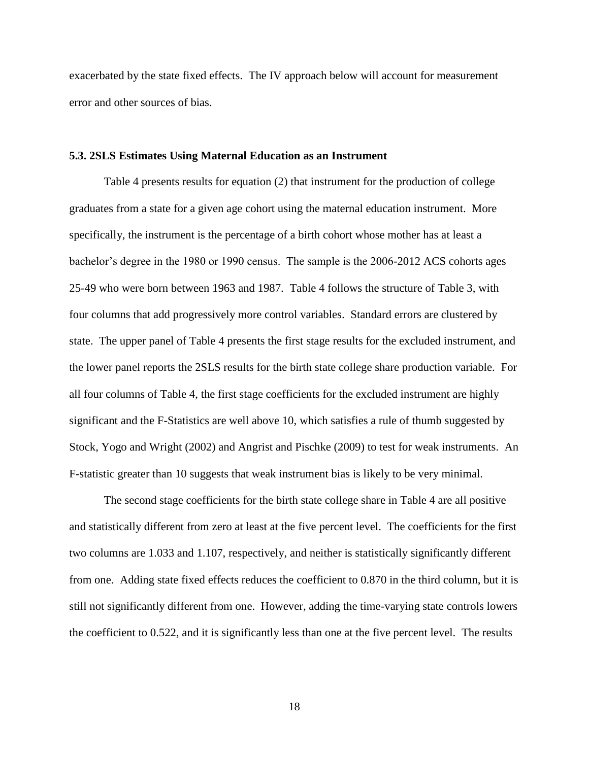exacerbated by the state fixed effects. The IV approach below will account for measurement error and other sources of bias.

### 5.3. 2SLS Estimates Using Maternal Education as an Instrument

Table 4 presents results for equation (2) that instrument for the production of college graduates from a state for a given age cohort using the maternal education instrument. More specifically, the instrument is the percentage of a birth cohort whose mother has at least a bachelor's degree in the 1980 or 1990 census. The sample is the 2006-2012 ACS cohorts ages 25-49 who were born between 1963 and 1987. Table 4 follows the structure of Table 3, with four columns that add progressively more control variables. Standard errors are clustered by state. The upper panel of Table 4 presents the first stage results for the excluded instrument, and the lower panel reports the 2SLS results for the birth state college share production variable. For all four columns of Table 4, the first stage coefficients for the excluded instrument are highly significant and the F-Statistics are well above 10, which satisfies a rule of thumb suggested by Stock, Yogo and Wright (2002) and Angrist and Pischke (2009) to test for weak instruments. An F-statistic greater than 10 suggests that weak instrument bias is likely to be very minimal.

The second stage coefficients for the birth state college share in Table 4 are all positive and statistically different from zero at least at the five percent level. The coefficients for the first two columns are 1.033 and 1.107, respectively, and neither is statistically significantly different from one. Adding state fixed effects reduces the coefficient to 0.870 in the third column, but it is still not significantly different from one. However, adding the time-varying state controls lowers the coefficient to 0.522, and it is significantly less than one at the five percent level. The results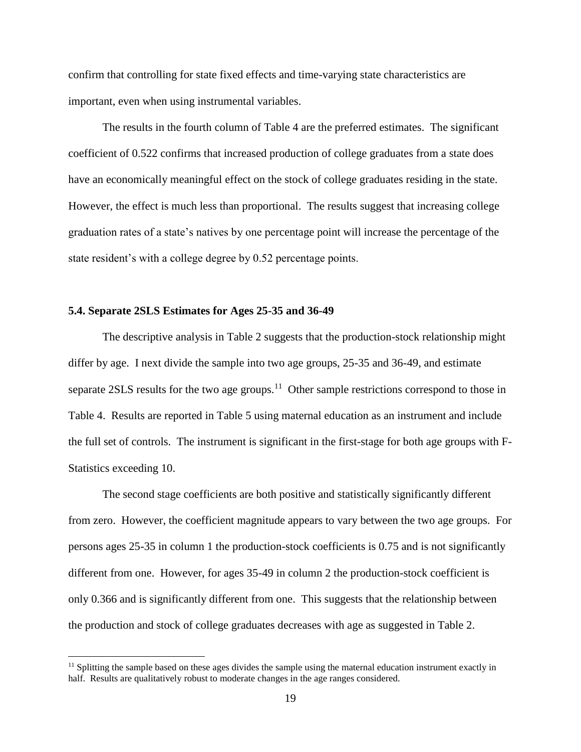confirm that controlling for state fixed effects and time-varying state characteristics are important, even when using instrumental variables.

The results in the fourth column of Table 4 are the preferred estimates. The significant coefficient of 0.522 confirms that increased production of college graduates from a state does have an economically meaningful effect on the stock of college graduates residing in the state. However, the effect is much less than proportional. The results suggest that increasing college graduation rates of a state's natives by one percentage point will increase the percentage of the state resident's with a college degree by 0.52 percentage points.

### 5.4. Separate 2SLS Estimates for Ages 25-35 and 36-49

The descriptive analysis in Table 2 suggests that the production-stock relationship might differ by age. I next divide the sample into two age groups, 25-35 and 36-49, and estimate separate 2SLS results for the two age groups.[11] Other sample restrictions correspond to those in Table 4. Results are reported in Table 5 using maternal education as an instrument and include the full set of controls. The instrument is significant in the first-stage for both age groups with F-Statistics exceeding 10.

The second stage coefficients are both positive and statistically significantly different from zero. However, the coefficient magnitude appears to vary between the two age groups. For persons ages 25-35 in column 1 the production-stock coefficients is 0.75 and is not significantly different from one. However, for ages 35-49 in column 2 the production-stock coefficient is only 0.366 and is significantly different from one. This suggests that the relationship between the production and stock of college graduates decreases with age as suggested in Table 2.

[11] Splitting the sample based on these ages divides the sample using the maternal education instrument exactly in half. Results are qualitatively robust to moderate changes in the age ranges considered.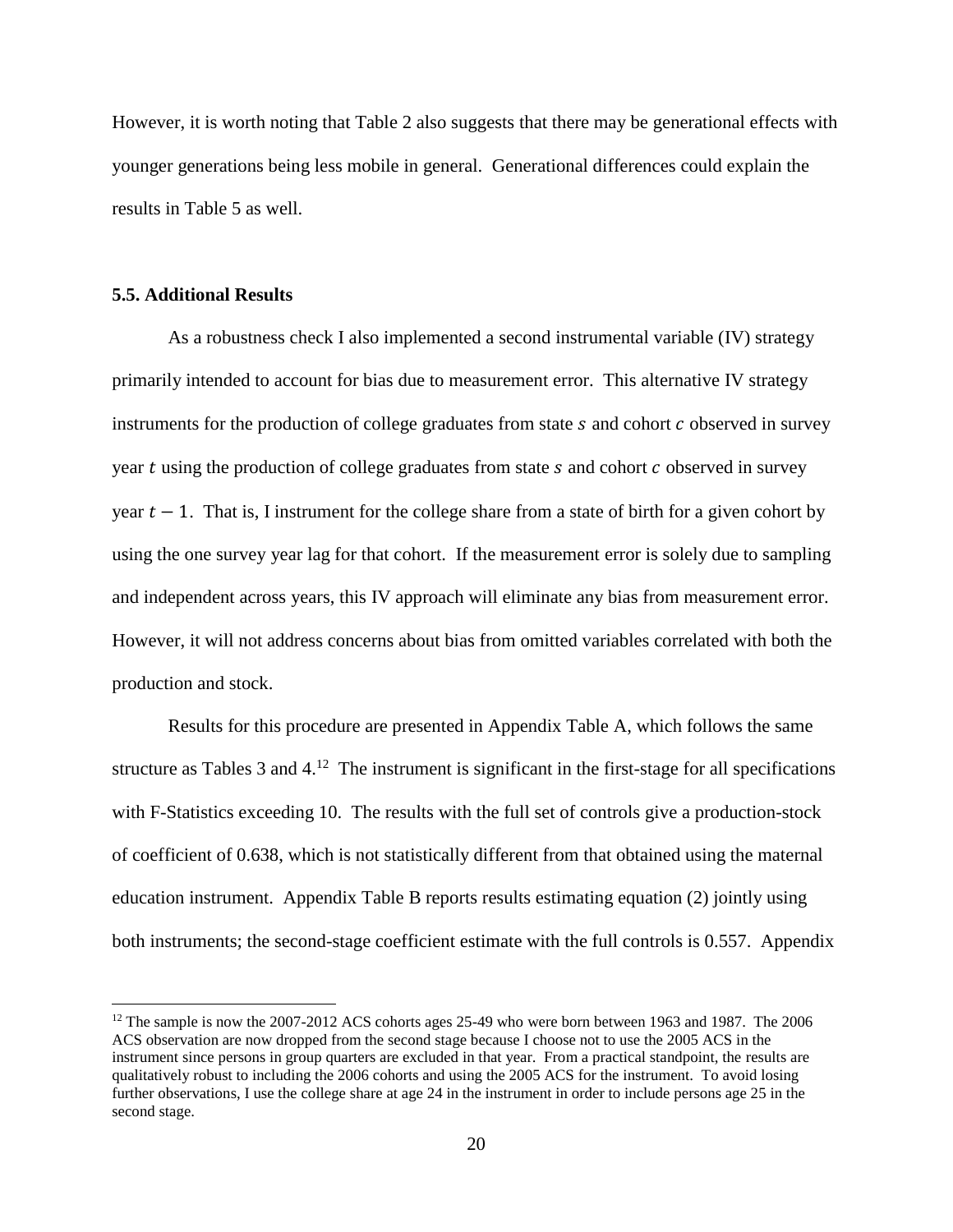However, it is worth noting that Table 2 also suggests that there may be generational effects with younger generations being less mobile in general. Generational differences could explain the results in Table 5 as well.

### 5.5. Additional Results

As a robustness check I also implemented a second instrumental variable (IV) strategy primarily intended to account for bias due to measurement error. This alternative IV strategy instruments for the production of college graduates from state $s$ and cohort $c$ observed in survey year $t$ using the production of college graduates from state $s$ and cohort $c$ observed in survey year $t-1$. That is, I instrument for the college share from a state of birth for a given cohort by using the one survey year lag for that cohort. If the measurement error is solely due to sampling and independent across years, this IV approach will eliminate any bias from measurement error. However, it will not address concerns about bias from omitted variables correlated with both the production and stock.

Results for this procedure are presented in Appendix Table A, which follows the same structure as Tables 3 and 4.[12] The instrument is significant in the first-stage for all specifications with F-Statistics exceeding 10. The results with the full set of controls give a production-stock of coefficient of 0.638, which is not statistically different from that obtained using the maternal education instrument. Appendix Table B reports results estimating equation (2) jointly using both instruments; the second-stage coefficient estimate with the full controls is 0.557. Appendix

[12] The sample is now the 2007-2012 ACS cohorts ages 25-49 who were born between 1963 and 1987. The 2006 ACS observation are now dropped from the second stage because I choose not to use the 2005 ACS in the instrument since persons in group quarters are excluded in that year. From a practical standpoint, the results are qualitatively robust to including the 2006 cohorts and using the 2005 ACS for the instrument. To avoid losing further observations, I use the college share at age 24 in the instrument in order to include persons age 25 in the second stage.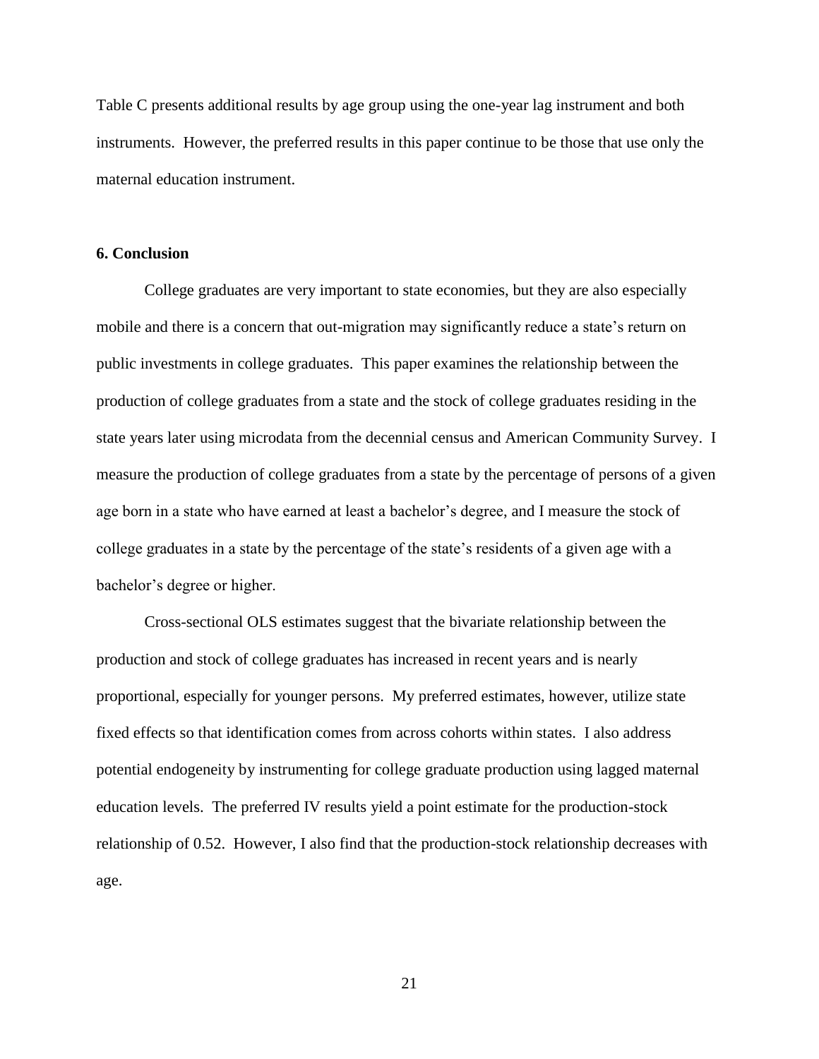Table C presents additional results by age group using the one-year lag instrument and both instruments. However, the preferred results in this paper continue to be those that use only the maternal education instrument.

### 6. Conclusion

College graduates are very important to state economies, but they are also especially mobile and there is a concern that out-migration may significantly reduce a state's return on public investments in college graduates. This paper examines the relationship between the production of college graduates from a state and the stock of college graduates residing in the state years later using microdata from the decennial census and American Community Survey. I measure the production of college graduates from a state by the percentage of persons of a given age born in a state who have earned at least a bachelor's degree, and I measure the stock of college graduates in a state by the percentage of the state's residents of a given age with a bachelor's degree or higher.

Cross-sectional OLS estimates suggest that the bivariate relationship between the production and stock of college graduates has increased in recent years and is nearly proportional, especially for younger persons. My preferred estimates, however, utilize state fixed effects so that identification comes from across cohorts within states. I also address potential endogeneity by instrumenting for college graduate production using lagged maternal education levels. The preferred IV results yield a point estimate for the production-stock relationship of 0.52. However, I also find that the production-stock relationship decreases with age.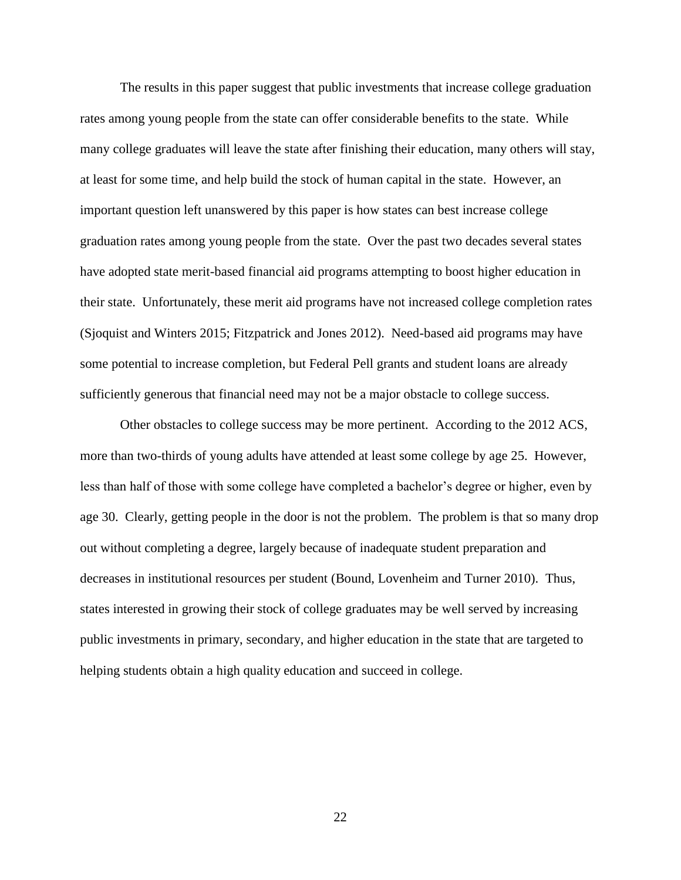The results in this paper suggest that public investments that increase college graduation rates among young people from the state can offer considerable benefits to the state. While many college graduates will leave the state after finishing their education, many others will stay, at least for some time, and help build the stock of human capital in the state. However, an important question left unanswered by this paper is how states can best increase college graduation rates among young people from the state. Over the past two decades several states have adopted state merit-based financial aid programs attempting to boost higher education in their state. Unfortunately, these merit aid programs have not increased college completion rates (Sjoquist and Winters 2015; Fitzpatrick and Jones 2012). Need-based aid programs may have some potential to increase completion, but Federal Pell grants and student loans are already sufficiently generous that financial need may not be a major obstacle to college success.

Other obstacles to college success may be more pertinent. According to the 2012 ACS, more than two-thirds of young adults have attended at least some college by age 25. However, less than half of those with some college have completed a bachelor's degree or higher, even by age 30. Clearly, getting people in the door is not the problem. The problem is that so many drop out without completing a degree, largely because of inadequate student preparation and decreases in institutional resources per student (Bound, Lovenheim and Turner 2010). Thus, states interested in growing their stock of college graduates may be well served by increasing public investments in primary, secondary, and higher education in the state that are targeted to helping students obtain a high quality education and succeed in college.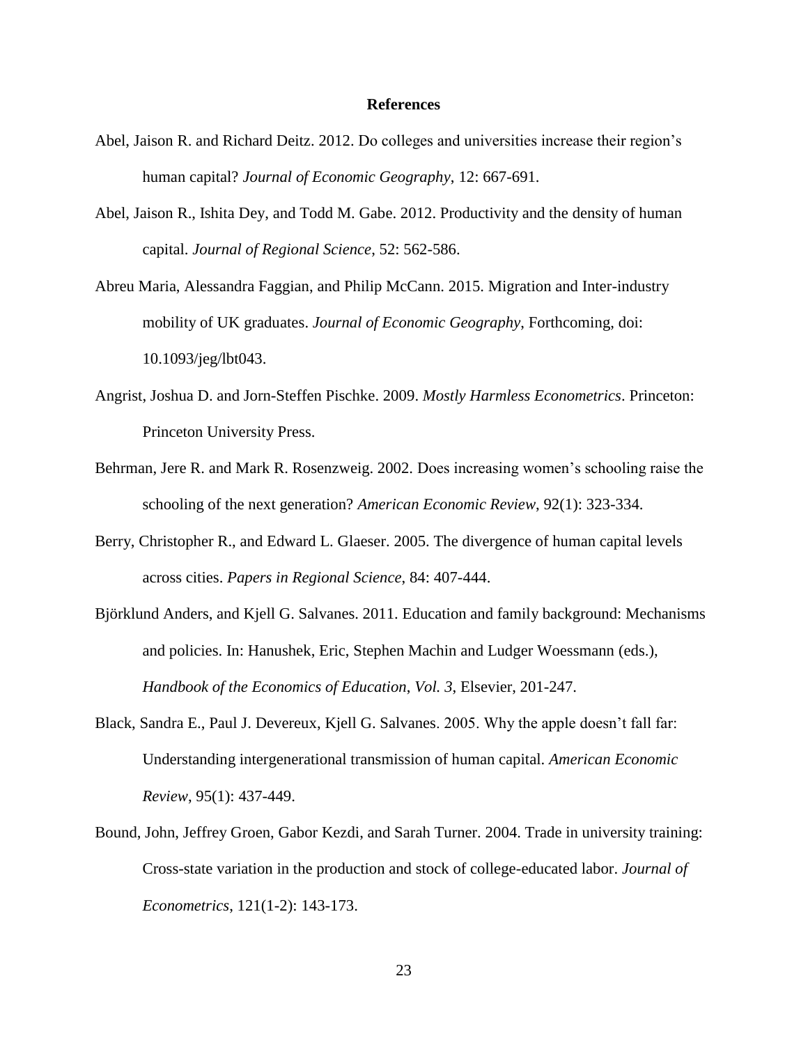## References

Abel, Jaison R. and Richard Deitz. 2012. Do colleges and universities increase their region's human capital? *Journal of Economic Geography*, 12: 667-691.

Abel, Jaison R., Ishita Dey, and Todd M. Gabe. 2012. Productivity and the density of human capital. *Journal of Regional Science*, 52: 562-586.

Abreu Maria, Alessandra Faggian, and Philip McCann. 2015. Migration and Inter-industry mobility of UK graduates. *Journal of Economic Geography*, Forthcoming, doi: 10.1093/jeg/lbt043.

Angrist, Joshua D. and Jorn-Steffen Pischke. 2009. *Mostly Harmless Econometrics*. Princeton: Princeton University Press.

Behrman, Jere R. and Mark R. Rosenzweig. 2002. Does increasing women's schooling raise the schooling of the next generation? *American Economic Review*, 92(1): 323-334.

Berry, Christopher R., and Edward L. Glaeser. 2005. The divergence of human capital levels across cities. *Papers in Regional Science*, 84: 407-444.

Björklund Anders, and Kjell G. Salvanes. 2011. Education and family background: Mechanisms and policies. In: Hanushek, Eric, Stephen Machin and Ludger Woessmann (eds.), *Handbook of the Economics of Education*, *Vol. 3*, Elsevier, 201-247.

Black, Sandra E., Paul J. Devereux, Kjell G. Salvanes. 2005. Why the apple doesn't fall far: Understanding intergenerational transmission of human capital. *American Economic Review*, 95(1): 437-449.

Bound, John, Jeffrey Groen, Gabor Kezdi, and Sarah Turner. 2004. Trade in university training: Cross-state variation in the production and stock of college-educated labor. *Journal of Econometrics*, 121(1-2): 143-173.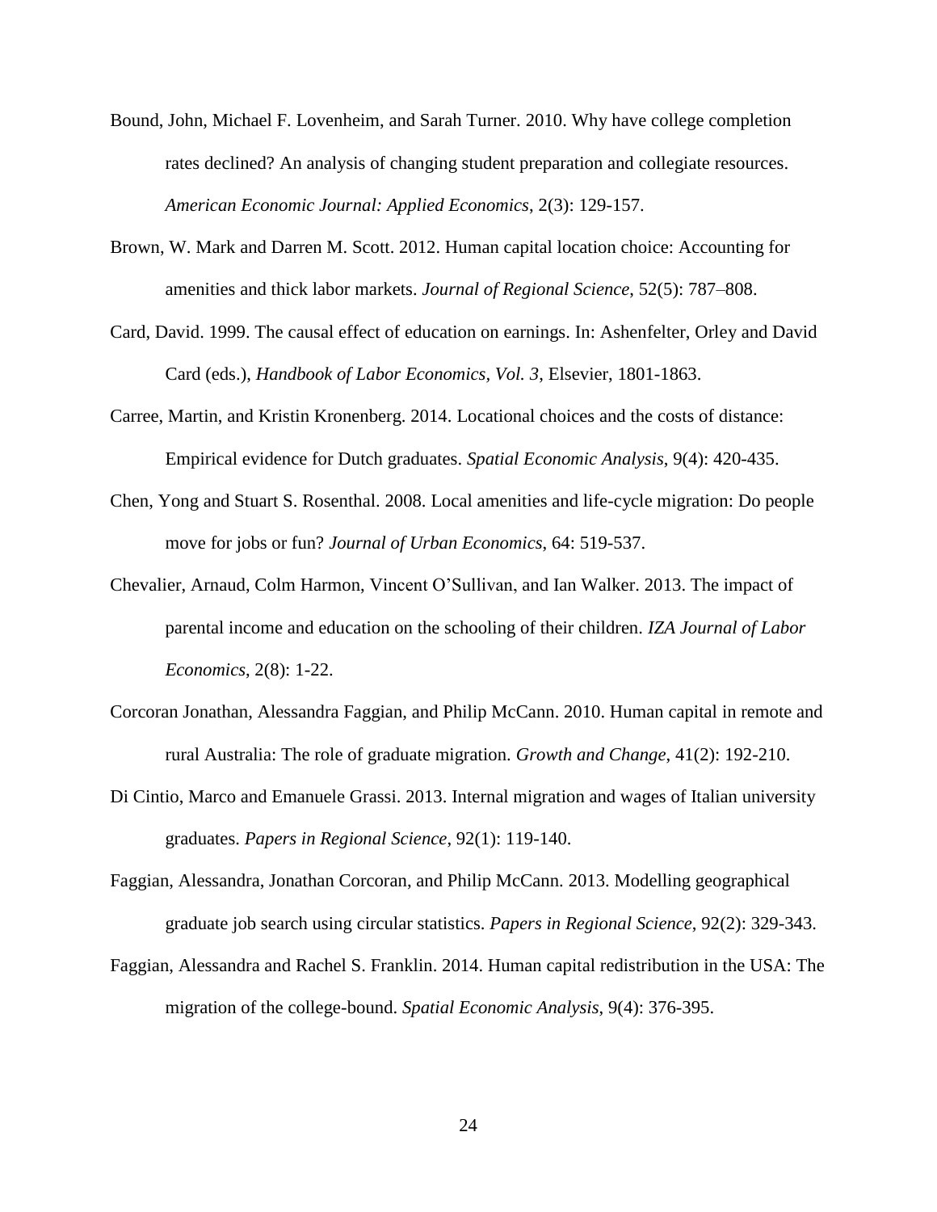Bound, John, Michael F. Lovenheim, and Sarah Turner. 2010. Why have college completion rates declined? An analysis of changing student preparation and collegiate resources. *American Economic Journal: Applied Economics*, 2(3): 129-157.

Brown, W. Mark and Darren M. Scott. 2012. Human capital location choice: Accounting for amenities and thick labor markets. *Journal of Regional Science*, 52(5): 787–808.

Card, David. 1999. The causal effect of education on earnings. In: Ashenfelter, Orley and David Card (eds.), *Handbook of Labor Economics, Vol. 3*, Elsevier, 1801-1863.

Carree, Martin, and Kristin Kronenberg. 2014. Locational choices and the costs of distance: Empirical evidence for Dutch graduates. *Spatial Economic Analysis*, 9(4): 420-435.

Chen, Yong and Stuart S. Rosenthal. 2008. Local amenities and life-cycle migration: Do people move for jobs or fun? *Journal of Urban Economics*, 64: 519-537.

Chevalier, Arnaud, Colm Harmon, Vincent O'Sullivan, and Ian Walker. 2013. The impact of parental income and education on the schooling of their children. *IZA Journal of Labor Economics*, 2(8): 1-22.

Corcoran Jonathan, Alessandra Faggian, and Philip McCann. 2010. Human capital in remote and rural Australia: The role of graduate migration. *Growth and Change*, 41(2): 192-210.

Di Cintio, Marco and Emanuele Grassi. 2013. Internal migration and wages of Italian university graduates. *Papers in Regional Science*, 92(1): 119-140.

Faggian, Alessandra, Jonathan Corcoran, and Philip McCann. 2013. Modelling geographical graduate job search using circular statistics. *Papers in Regional Science*, 92(2): 329-343.

Faggian, Alessandra and Rachel S. Franklin. 2014. Human capital redistribution in the USA: The migration of the college-bound. *Spatial Economic Analysis*, 9(4): 376-395.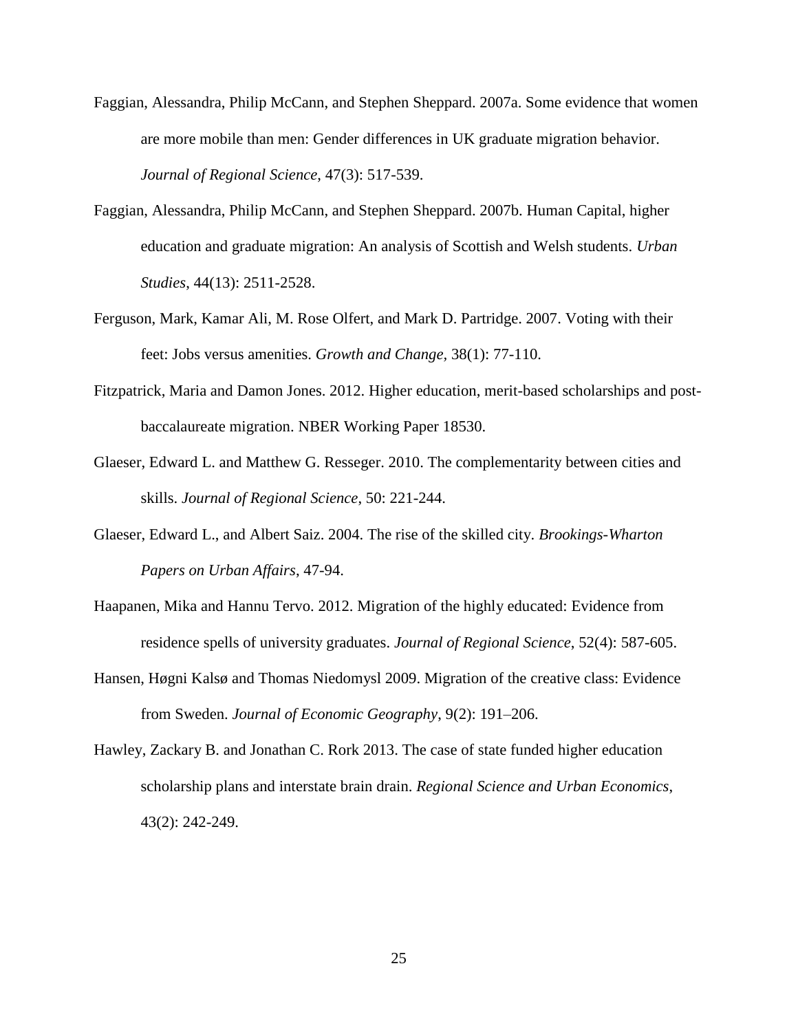Faggian, Alessandra, Philip McCann, and Stephen Sheppard. 2007a. Some evidence that women are more mobile than men: Gender differences in UK graduate migration behavior. *Journal of Regional Science*, 47(3): 517-539.

Faggian, Alessandra, Philip McCann, and Stephen Sheppard. 2007b. Human Capital, higher education and graduate migration: An analysis of Scottish and Welsh students. *Urban Studies*, 44(13): 2511-2528.

Ferguson, Mark, Kamar Ali, M. Rose Olfert, and Mark D. Partridge. 2007. Voting with their feet: Jobs versus amenities. *Growth and Change*, 38(1): 77-110.

Fitzpatrick, Maria and Damon Jones. 2012. Higher education, merit-based scholarships and post-baccalaureate migration. NBER Working Paper 18530.

Glaeser, Edward L. and Matthew G. Resseger. 2010. The complementarity between cities and skills. *Journal of Regional Science*, 50: 221-244.

Glaeser, Edward L., and Albert Saiz. 2004. The rise of the skilled city. *Brookings-Wharton Papers on Urban Affairs*, 47-94.

Haapanen, Mika and Hannu Tervo. 2012. Migration of the highly educated: Evidence from residence spells of university graduates. *Journal of Regional Science*, 52(4): 587-605.

Hansen, Høgni Kalsø and Thomas Niedomysl 2009. Migration of the creative class: Evidence from Sweden. *Journal of Economic Geography*, 9(2): 191–206.

Hawley, Zackary B. and Jonathan C. Rork 2013. The case of state funded higher education scholarship plans and interstate brain drain. *Regional Science and Urban Economics*, 43(2): 242-249.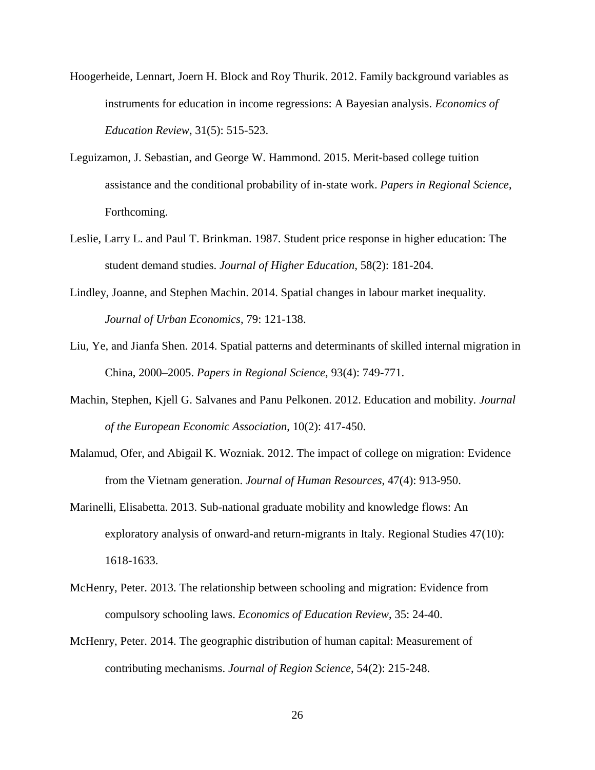Hoogerheide, Lennart, Joern H. Block and Roy Thurik. 2012. Family background variables as instruments for education in income regressions: A Bayesian analysis. *Economics of Education Review*, 31(5): 515-523.

Leguizamon, J. Sebastian, and George W. Hammond. 2015. Merit-based college tuition assistance and the conditional probability of in-state work. *Papers in Regional Science*, Forthcoming.

Leslie, Larry L. and Paul T. Brinkman. 1987. Student price response in higher education: The student demand studies. *Journal of Higher Education*, 58(2): 181-204.

Lindley, Joanne, and Stephen Machin. 2014. Spatial changes in labour market inequality. *Journal of Urban Economics*, 79: 121-138.

Liu, Ye, and Jianfa Shen. 2014. Spatial patterns and determinants of skilled internal migration in China, 2000–2005. *Papers in Regional Science*, 93(4): 749-771.

Machin, Stephen, Kjell G. Salvanes and Panu Pelkonen. 2012. Education and mobility. *Journal of the European Economic Association*, 10(2): 417-450.

Malamud, Ofer, and Abigail K. Wozniak. 2012. The impact of college on migration: Evidence from the Vietnam generation. *Journal of Human Resources*, 47(4): 913-950.

Marinelli, Elisabetta. 2013. Sub-national graduate mobility and knowledge flows: An exploratory analysis of onward-and return-migrants in Italy. Regional Studies 47(10): 1618-1633.

McHenry, Peter. 2013. The relationship between schooling and migration: Evidence from compulsory schooling laws. *Economics of Education Review*, 35: 24-40.

McHenry, Peter. 2014. The geographic distribution of human capital: Measurement of contributing mechanisms. *Journal of Region Science*, 54(2): 215-248.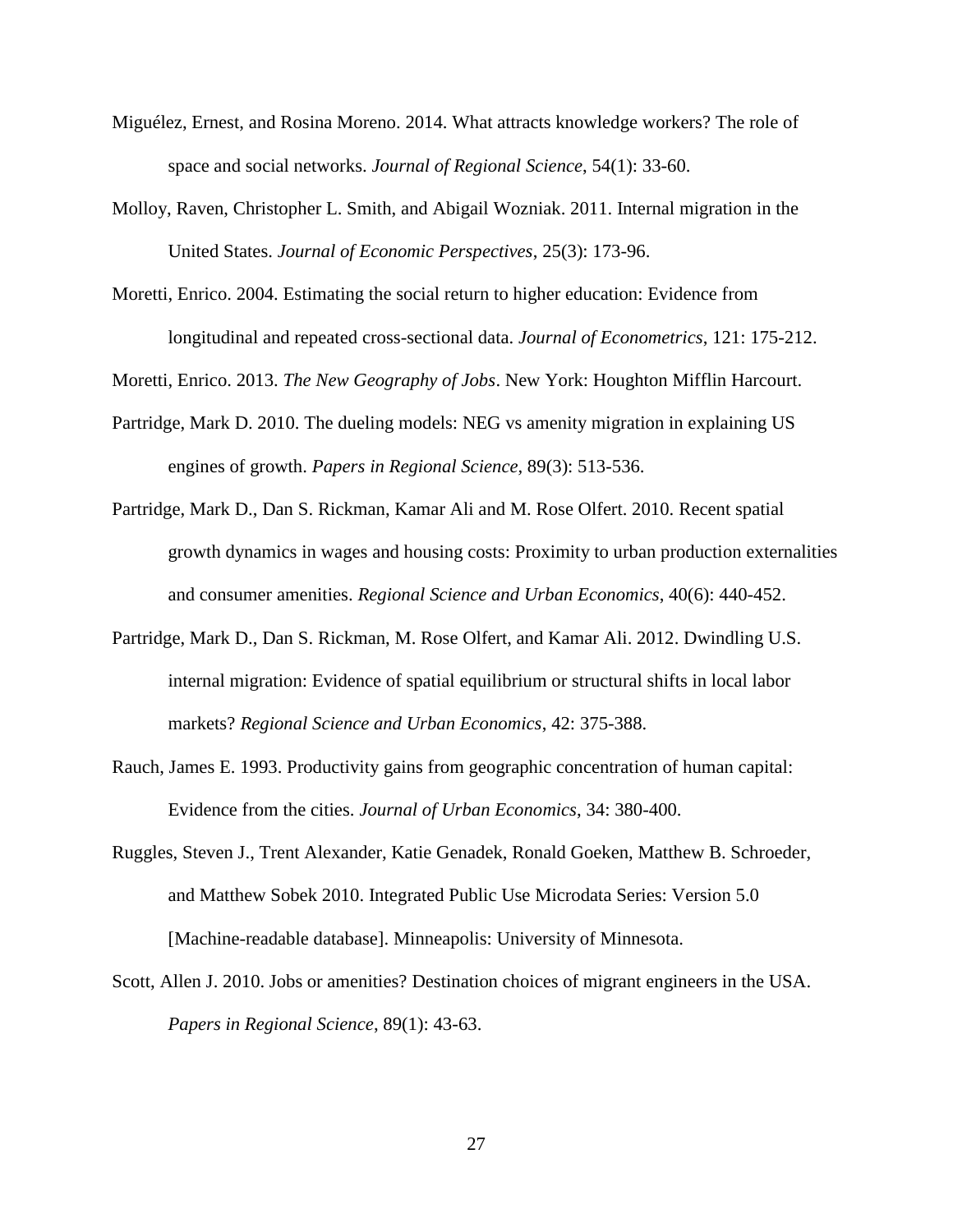Miguélez, Ernest, and Rosina Moreno. 2014. What attracts knowledge workers? The role of space and social networks. *Journal of Regional Science*, 54(1): 33-60.

Molloy, Raven, Christopher L. Smith, and Abigail Wozniak. 2011. Internal migration in the United States. *Journal of Economic Perspectives*, 25(3): 173-96.

Moretti, Enrico. 2004. Estimating the social return to higher education: Evidence from longitudinal and repeated cross-sectional data. *Journal of Econometrics*, 121: 175-212.

Moretti, Enrico. 2013. *The New Geography of Jobs*. New York: Houghton Mifflin Harcourt.

Partridge, Mark D. 2010. The dueling models: NEG vs amenity migration in explaining US engines of growth. *Papers in Regional Science,* 89(3): 513-536.

Partridge, Mark D., Dan S. Rickman, Kamar Ali and M. Rose Olfert. 2010. Recent spatial growth dynamics in wages and housing costs: Proximity to urban production externalities and consumer amenities. *Regional Science and Urban Economics*, 40(6): 440-452.

Partridge, Mark D., Dan S. Rickman, M. Rose Olfert, and Kamar Ali. 2012. Dwindling U.S. internal migration: Evidence of spatial equilibrium or structural shifts in local labor markets? *Regional Science and Urban Economics*, 42: 375-388.

Rauch, James E. 1993. Productivity gains from geographic concentration of human capital: Evidence from the cities. *Journal of Urban Economics*, 34: 380-400.

Ruggles, Steven J., Trent Alexander, Katie Genadek, Ronald Goeken, Matthew B. Schroeder, and Matthew Sobek 2010. Integrated Public Use Microdata Series: Version 5.0 [Machine-readable database]. Minneapolis: University of Minnesota.

Scott, Allen J. 2010. Jobs or amenities? Destination choices of migrant engineers in the USA. *Papers in Regional Science*, 89(1): 43-63.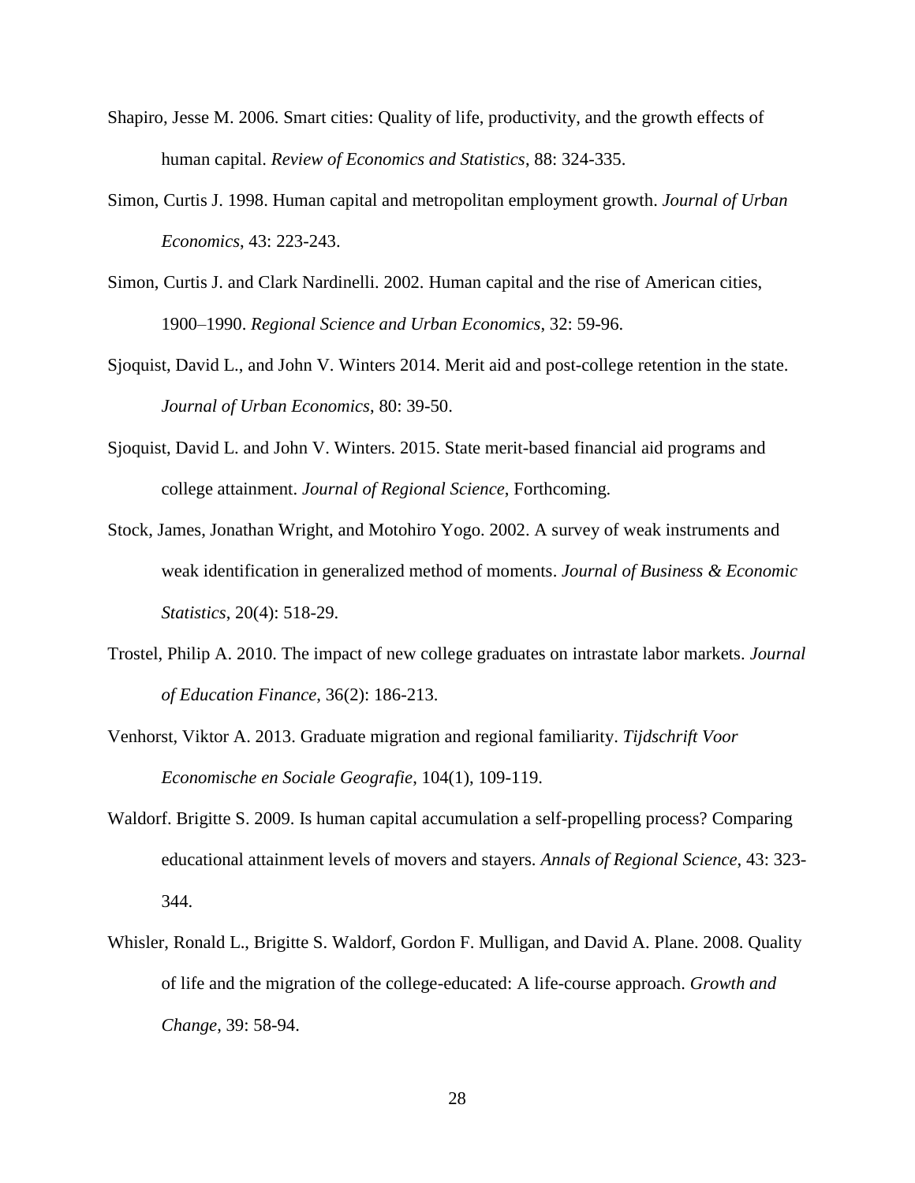Shapiro, Jesse M. 2006. Smart cities: Quality of life, productivity, and the growth effects of human capital. *Review of Economics and Statistics*, 88: 324-335.

Simon, Curtis J. 1998. Human capital and metropolitan employment growth. *Journal of Urban Economics*, 43: 223-243.

Simon, Curtis J. and Clark Nardinelli. 2002. Human capital and the rise of American cities, 1900–1990. *Regional Science and Urban Economics*, 32: 59-96.

Sjoquist, David L., and John V. Winters 2014. Merit aid and post-college retention in the state. *Journal of Urban Economics*, 80: 39-50.

Sjoquist, David L. and John V. Winters. 2015. State merit-based financial aid programs and college attainment. *Journal of Regional Science*, Forthcoming.

Stock, James, Jonathan Wright, and Motohiro Yogo. 2002. A survey of weak instruments and weak identification in generalized method of moments. *Journal of Business & Economic Statistics*, 20(4): 518-29.

Trostel, Philip A. 2010. The impact of new college graduates on intrastate labor markets. *Journal of Education Finance*, 36(2): 186-213.

Venhorst, Viktor A. 2013. Graduate migration and regional familiarity. *Tijdschrift Voor Economische en Sociale Geografie*, 104(1), 109-119.

Waldorf. Brigitte S. 2009. Is human capital accumulation a self-propelling process? Comparing educational attainment levels of movers and stayers. *Annals of Regional Science*, 43: 323-344.

Whisler, Ronald L., Brigitte S. Waldorf, Gordon F. Mulligan, and David A. Plane. 2008. Quality of life and the migration of the college-educated: A life-course approach. *Growth and Change*, 39: 58-94.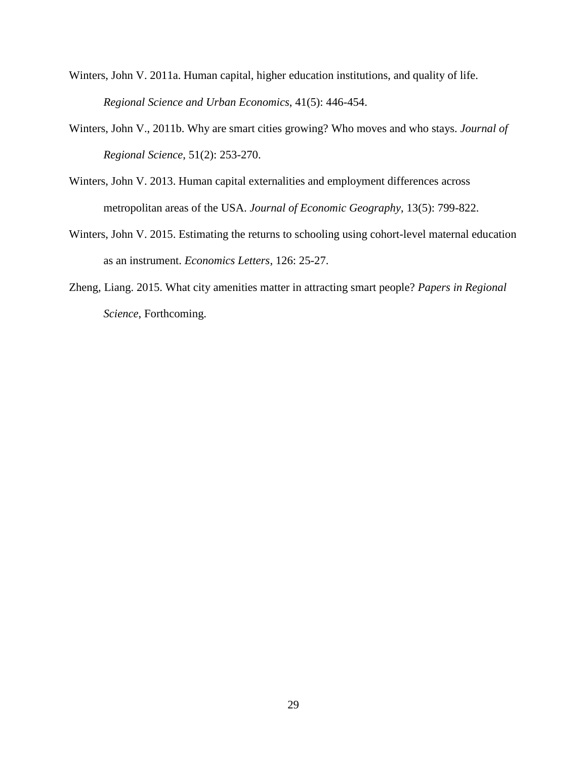Winters, John V. 2011a. Human capital, higher education institutions, and quality of life. *Regional Science and Urban Economics*, 41(5): 446-454.

Winters, John V., 2011b. Why are smart cities growing? Who moves and who stays. *Journal of Regional Science*, 51(2): 253-270.

Winters, John V. 2013. Human capital externalities and employment differences across metropolitan areas of the USA. *Journal of Economic Geography*, 13(5): 799-822.

Winters, John V. 2015. Estimating the returns to schooling using cohort-level maternal education as an instrument. *Economics Letters*, 126: 25-27.

Zheng, Liang. 2015. What city amenities matter in attracting smart people? *Papers in Regional Science*, Forthcoming.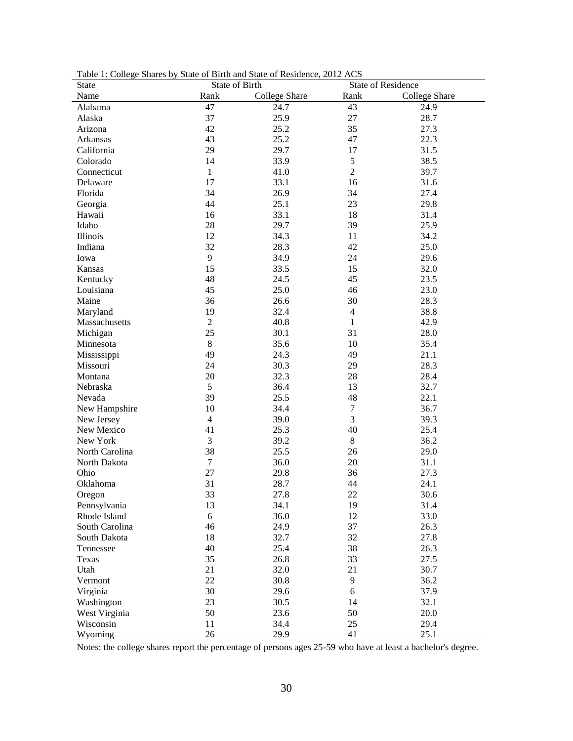Table 1: College Shares by State of Birth and State of Residence, 2012 ACS

| State | State of Birth | | State of Residence | |
|---|---|---|---|---|
| Name | Rank | College Share | Rank | College Share |
| Alabama | 47 | 24.7 | 43 | 24.9 |
| Alaska | 37 | 25.9 | 27 | 28.7 |
| Arizona | 42 | 25.2 | 35 | 27.3 |
| Arkansas | 43 | 25.2 | 47 | 22.3 |
| California | 29 | 29.7 | 17 | 31.5 |
| Colorado | 14 | 33.9 | 5 | 38.5 |
| Connecticut | 1 | 41.0 | 2 | 39.7 |
| Delaware | 17 | 33.1 | 16 | 31.6 |
| Florida | 34 | 26.9 | 34 | 27.4 |
| Georgia | 44 | 25.1 | 23 | 29.8 |
| Hawaii | 16 | 33.1 | 18 | 31.4 |
| Idaho | 28 | 29.7 | 39 | 25.9 |
| Illinois | 12 | 34.3 | 11 | 34.2 |
| Indiana | 32 | 28.3 | 42 | 25.0 |
| Iowa | 9 | 34.9 | 24 | 29.6 |
| Kansas | 15 | 33.5 | 15 | 32.0 |
| Kentucky | 48 | 24.5 | 45 | 23.5 |
| Louisiana | 45 | 25.0 | 46 | 23.0 |
| Maine | 36 | 26.6 | 30 | 28.3 |
| Maryland | 19 | 32.4 | 4 | 38.8 |
| Massachusetts | 2 | 40.8 | 1 | 42.9 |
| Michigan | 25 | 30.1 | 31 | 28.0 |
| Minnesota | 8 | 35.6 | 10 | 35.4 |
| Mississippi | 49 | 24.3 | 49 | 21.1 |
| Missouri | 24 | 30.3 | 29 | 28.3 |
| Montana | 20 | 32.3 | 28 | 28.4 |
| Nebraska | 5 | 36.4 | 13 | 32.7 |
| Nevada | 39 | 25.5 | 48 | 22.1 |
| New Hampshire | 10 | 34.4 | 7 | 36.7 |
| New Jersey | 4 | 39.0 | 3 | 39.3 |
| New Mexico | 41 | 25.3 | 40 | 25.4 |
| New York | 3 | 39.2 | 8 | 36.2 |
| North Carolina | 38 | 25.5 | 26 | 29.0 |
| North Dakota | 7 | 36.0 | 20 | 31.1 |
| Ohio | 27 | 29.8 | 36 | 27.3 |
| Oklahoma | 31 | 28.7 | 44 | 24.1 |
| Oregon | 33 | 27.8 | 22 | 30.6 |
| Pennsylvania | 13 | 34.1 | 19 | 31.4 |
| Rhode Island | 6 | 36.0 | 12 | 33.0 |
| South Carolina | 46 | 24.9 | 37 | 26.3 |
| South Dakota | 18 | 32.7 | 32 | 27.8 |
| Tennessee | 40 | 25.4 | 38 | 26.3 |
| Texas | 35 | 26.8 | 33 | 27.5 |
| Utah | 21 | 32.0 | 21 | 30.7 |
| Vermont | 22 | 30.8 | 9 | 36.2 |
| Virginia | 30 | 29.6 | 6 | 37.9 |
| Washington | 23 | 30.5 | 14 | 32.1 |
| West Virginia | 50 | 23.6 | 50 | 20.0 |
| Wisconsin | 11 | 34.4 | 25 | 29.4 |
| Wyoming | 26 | 29.9 | 41 | 25.1 |

Notes: the college shares report the percentage of persons ages 25-59 who have at least a bachelor's degree.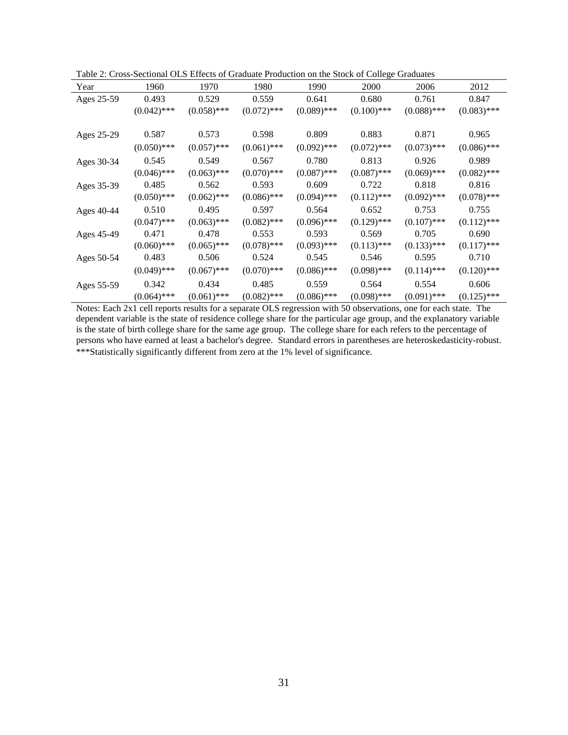Table 2: Cross-Sectional OLS Effects of Graduate Production on the Stock of College Graduates

| Year | 1960 | 1970 | 1980 | 1990 | 2000 | 2006 | 2012 |
|---|---|---|---|---|---|---|---|
| Ages 25-59 | 0.493 | 0.529 | 0.559 | 0.641 | 0.680 | 0.761 | 0.847 |
| | (0.042)*** | (0.058)*** | (0.072)*** | (0.089)*** | (0.100)*** | (0.088)*** | (0.083)*** |
| Ages 25-29 | 0.587 | 0.573 | 0.598 | 0.809 | 0.883 | 0.871 | 0.965 |
| | (0.050)*** | (0.057)*** | (0.061)*** | (0.092)*** | (0.072)*** | (0.073)*** | (0.086)*** |
| Ages 30-34 | 0.545 | 0.549 | 0.567 | 0.780 | 0.813 | 0.926 | 0.989 |
| | (0.046)*** | (0.063)*** | (0.070)*** | (0.087)*** | (0.087)*** | (0.069)*** | (0.082)*** |
| Ages 35-39 | 0.485 | 0.562 | 0.593 | 0.609 | 0.722 | 0.818 | 0.816 |
| | (0.050)*** | (0.062)*** | (0.086)*** | (0.094)*** | (0.112)*** | (0.092)*** | (0.078)*** |
| Ages 40-44 | 0.510 | 0.495 | 0.597 | 0.564 | 0.652 | 0.753 | 0.755 |
| | (0.047)*** | (0.063)*** | (0.082)*** | (0.096)*** | (0.129)*** | (0.107)*** | (0.112)*** |
| Ages 45-49 | 0.471 | 0.478 | 0.553 | 0.593 | 0.569 | 0.705 | 0.690 |
| | (0.060)*** | (0.065)*** | (0.078)*** | (0.093)*** | (0.113)*** | (0.133)*** | (0.117)*** |
| Ages 50-54 | 0.483 | 0.506 | 0.524 | 0.545 | 0.546 | 0.595 | 0.710 |
| | (0.049)*** | (0.067)*** | (0.070)*** | (0.086)*** | (0.098)*** | (0.114)*** | (0.120)*** |
| Ages 55-59 | 0.342 | 0.434 | 0.485 | 0.559 | 0.564 | 0.554 | 0.606 |
| | (0.064)*** | (0.061)*** | (0.082)*** | (0.086)*** | (0.098)*** | (0.091)*** | (0.125)*** |

Notes: Each 2x1 cell reports results for a separate OLS regression with 50 observations, one for each state. The dependent variable is the state of residence college share for the particular age group, and the explanatory variable is the state of birth college share for the same age group. The college share for each refers to the percentage of persons who have earned at least a bachelor's degree. Standard errors in parentheses are heteroskedasticity-robust.
***Statistically significantly different from zero at the 1% level of significance.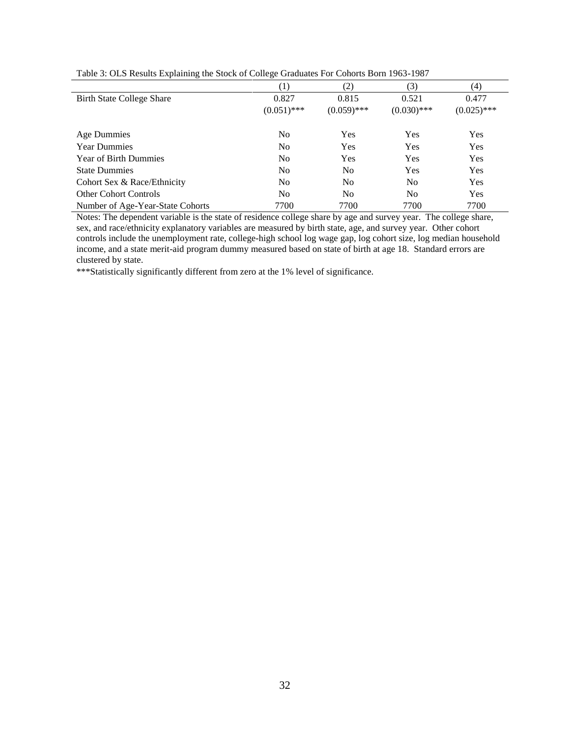Table 3: OLS Results Explaining the Stock of College Graduates For Cohorts Born 1963-1987

| | (1) | (2) | (3) | (4) |
|---|---|---|---|---|
| Birth State College Share | 0.827 | 0.815 | 0.521 | 0.477 |
| | (0.051)*** | (0.059)*** | (0.030)*** | (0.025)*** |
| Age Dummies | No | Yes | Yes | Yes |
| Year Dummies | No | Yes | Yes | Yes |
| Year of Birth Dummies | No | Yes | Yes | Yes |
| State Dummies | No | No | Yes | Yes |
| Cohort Sex & Race/Ethnicity | No | No | No | Yes |
| Other Cohort Controls | No | No | No | Yes |
| Number of Age-Year-State Cohorts | 7700 | 7700 | 7700 | 7700 |

Notes: The dependent variable is the state of residence college share by age and survey year. The college share, sex, and race/ethnicity explanatory variables are measured by birth state, age, and survey year. Other cohort controls include the unemployment rate, college-high school log wage gap, log cohort size, log median household income, and a state merit-aid program dummy measured based on state of birth at age 18. Standard errors are clustered by state.

***Statistically significantly different from zero at the 1% level of significance.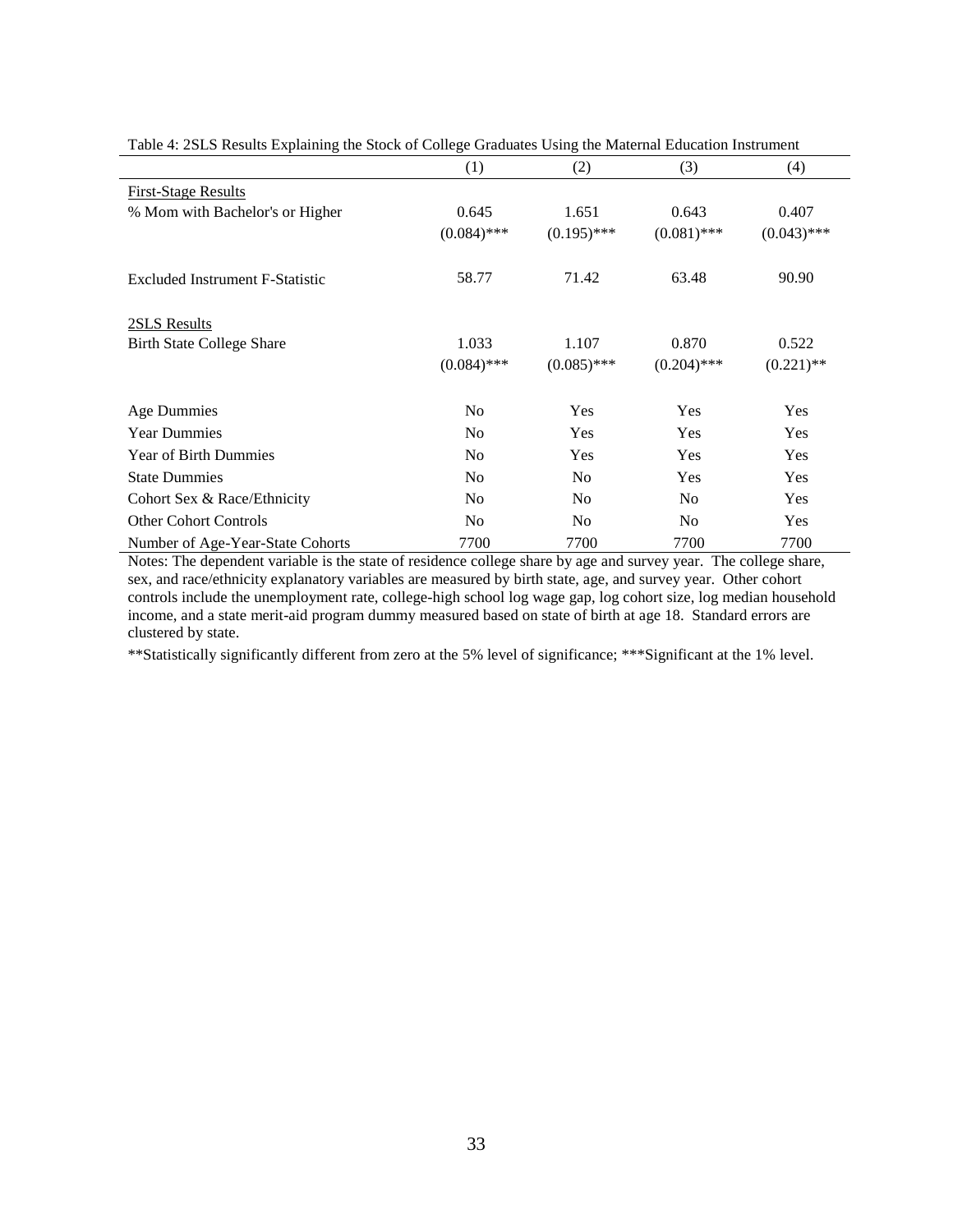Table 4: 2SLS Results Explaining the Stock of College Graduates Using the Maternal Education Instrument

| | (1) | (2) | (3) | (4) |
|---|---|---|---|---|
| First-Stage Results | | | | |
| % Mom with Bachelor's or Higher | 0.645 | 1.651 | 0.643 | 0.407 |
| | (0.084)*** | (0.195)*** | (0.081)*** | (0.043)*** |
| Excluded Instrument F-Statistic | 58.77 | 71.42 | 63.48 | 90.90 |
| 2SLS Results | | | | |
| Birth State College Share | 1.033 | 1.107 | 0.870 | 0.522 |
| | (0.084)*** | (0.085)*** | (0.204)*** | (0.221)** |
| Age Dummies | No | Yes | Yes | Yes |
| Year Dummies | No | Yes | Yes | Yes |
| Year of Birth Dummies | No | Yes | Yes | Yes |
| State Dummies | No | No | Yes | Yes |
| Cohort Sex & Race/Ethnicity | No | No | No | Yes |
| Other Cohort Controls | No | No | No | Yes |
| Number of Age-Year-State Cohorts | 7700 | 7700 | 7700 | 7700 |

Notes: The dependent variable is the state of residence college share by age and survey year. The college share, sex, and race/ethnicity explanatory variables are measured by birth state, age, and survey year. Other cohort controls include the unemployment rate, college-high school log wage gap, log cohort size, log median household income, and a state merit-aid program dummy measured based on state of birth at age 18. Standard errors are clustered by state.

**Statistically significantly different from zero at the 5% level of significance; ***Significant at the 1% level.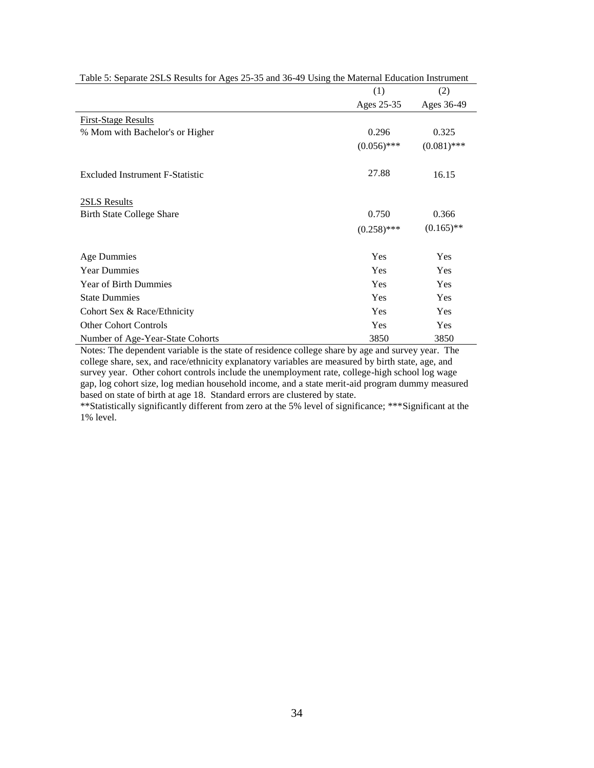Table 5: Separate 2SLS Results for Ages 25-35 and 36-49 Using the Maternal Education Instrument

| | (1) | (2) |
|---|---|---|
| | Ages 25-35 | Ages 36-49 |
| First-Stage Results | | |
| % Mom with Bachelor's or Higher | 0.296 | 0.325 |
| | (0.056)*** | (0.081)*** |
| Excluded Instrument F-Statistic | 27.88 | 16.15 |
| 2SLS Results | | |
| Birth State College Share | 0.750 | 0.366 |
| | (0.258)*** | (0.165)** |
| Age Dummies | Yes | Yes |
| Year Dummies | Yes | Yes |
| Year of Birth Dummies | Yes | Yes |
| State Dummies | Yes | Yes |
| Cohort Sex & Race/Ethnicity | Yes | Yes |
| Other Cohort Controls | Yes | Yes |
| Number of Age-Year-State Cohorts | 3850 | 3850 |

Notes: The dependent variable is the state of residence college share by age and survey year. The college share, sex, and race/ethnicity explanatory variables are measured by birth state, age, and survey year. Other cohort controls include the unemployment rate, college-high school log wage gap, log cohort size, log median household income, and a state merit-aid program dummy measured based on state of birth at age 18. Standard errors are clustered by state.

**Statistically significantly different from zero at the 5% level of significance; ***Significant at the 1% level.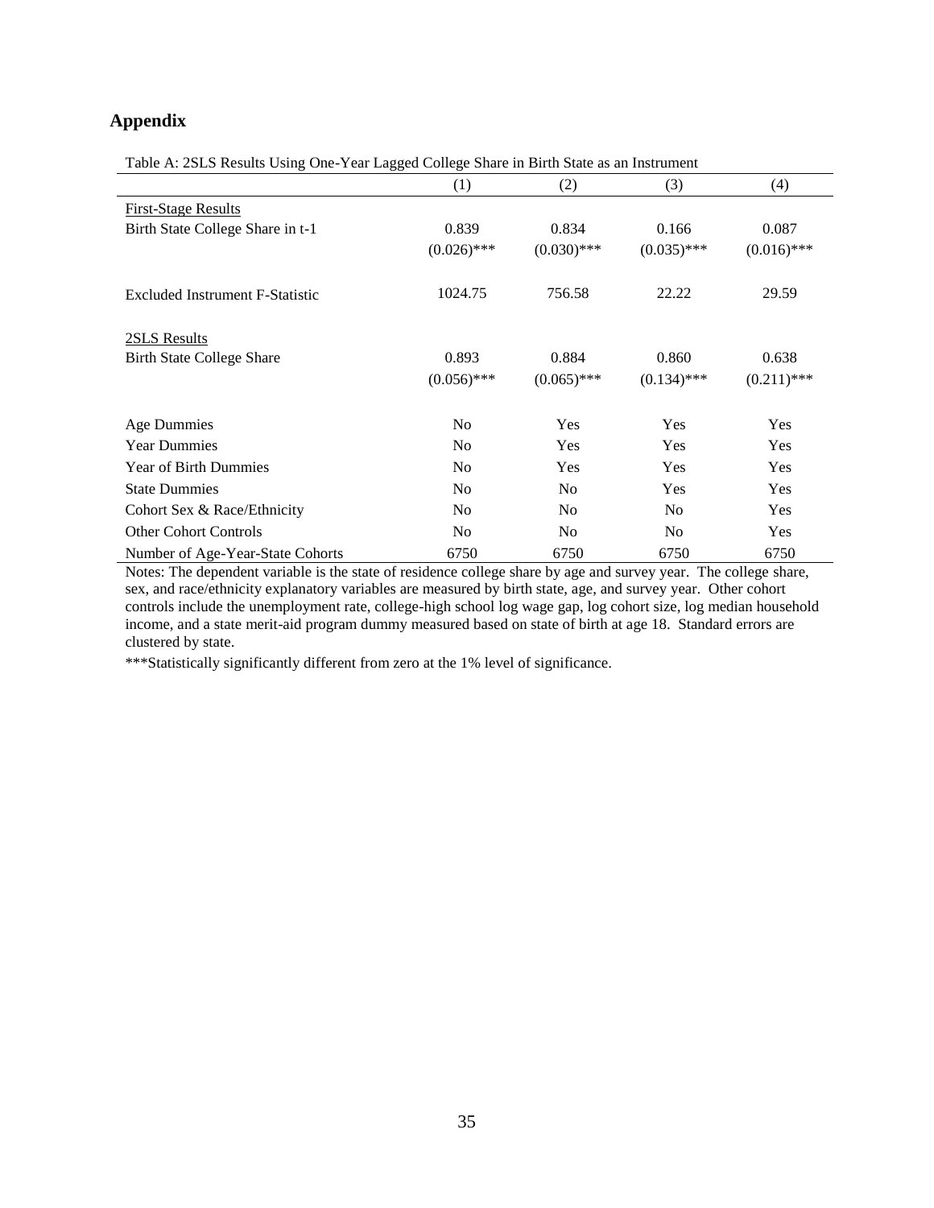## Appendix

Table A: 2SLS Results Using One-Year Lagged College Share in Birth State as an Instrument

| | (1) | (2) | (3) | (4) |
|---|---|---|---|---|
| First-Stage Results | | | | |
| Birth State College Share in t-1 | 0.839 | 0.834 | 0.166 | 0.087 |
| | (0.026)*** | (0.030)*** | (0.035)*** | (0.016)*** |
| Excluded Instrument F-Statistic | 1024.75 | 756.58 | 22.22 | 29.59 |
| 2SLS Results | | | | |
| Birth State College Share | 0.893 | 0.884 | 0.860 | 0.638 |
| | (0.056)*** | (0.065)*** | (0.134)*** | (0.211)*** |
| Age Dummies | No | Yes | Yes | Yes |
| Year Dummies | No | Yes | Yes | Yes |
| Year of Birth Dummies | No | Yes | Yes | Yes |
| State Dummies | No | No | Yes | Yes |
| Cohort Sex & Race/Ethnicity | No | No | No | Yes |
| Other Cohort Controls | No | No | No | Yes |
| Number of Age-Year-State Cohorts | 6750 | 6750 | 6750 | 6750 |

Notes: The dependent variable is the state of residence college share by age and survey year. The college share, sex, and race/ethnicity explanatory variables are measured by birth state, age, and survey year. Other cohort controls include the unemployment rate, college-high school log wage gap, log cohort size, log median household income, and a state merit-aid program dummy measured based on state of birth at age 18. Standard errors are clustered by state.

***Statistically significantly different from zero at the 1% level of significance.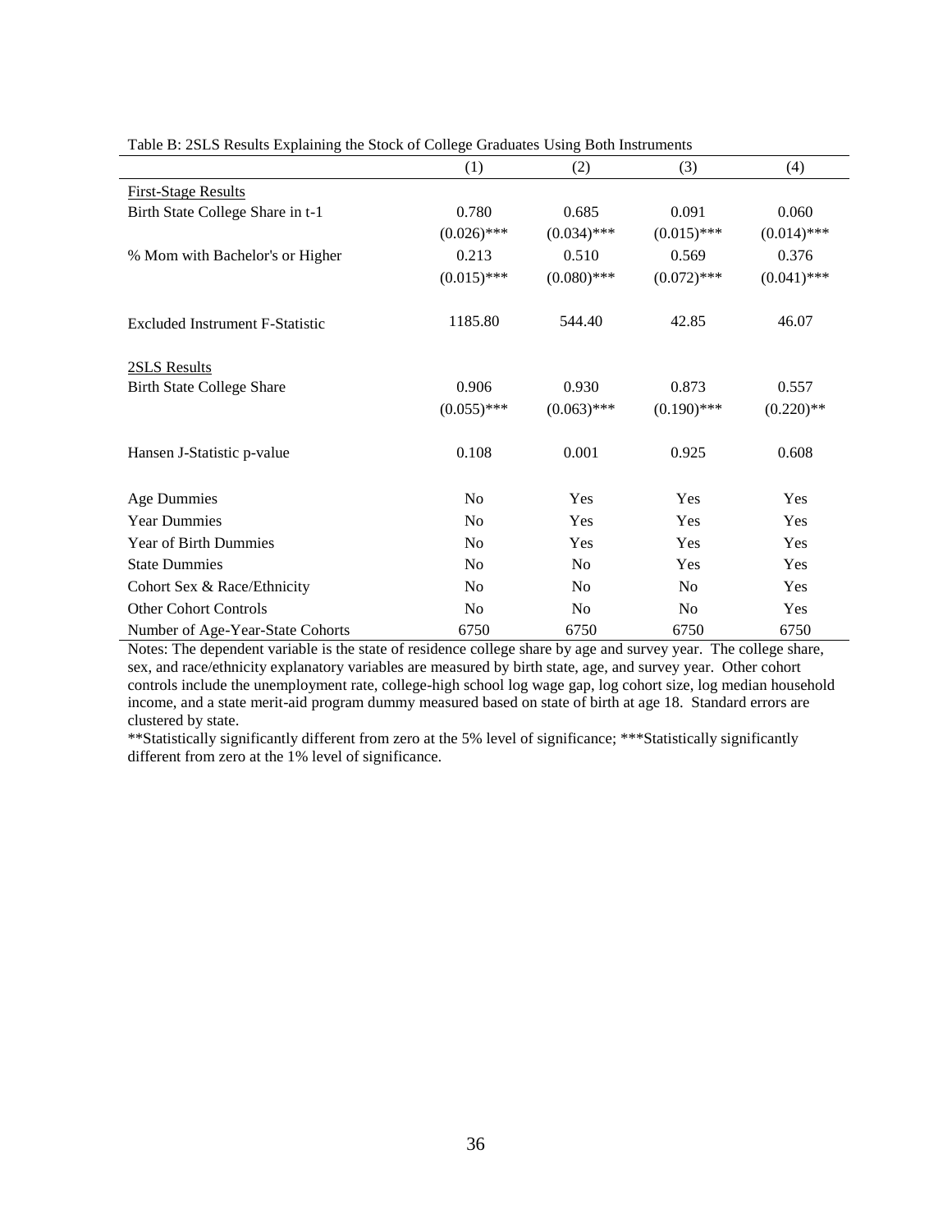Table B: 2SLS Results Explaining the Stock of College Graduates Using Both Instruments

| | (1) | (2) | (3) | (4) |
|---|---|---|---|---|
| First-Stage Results | | | | |
| Birth State College Share in t-1 | 0.780 | 0.685 | 0.091 | 0.060 |
| | (0.026)*** | (0.034)*** | (0.015)*** | (0.014)*** |
| % Mom with Bachelor's or Higher | 0.213 | 0.510 | 0.569 | 0.376 |
| | (0.015)*** | (0.080)*** | (0.072)*** | (0.041)*** |
| Excluded Instrument F-Statistic | 1185.80 | 544.40 | 42.85 | 46.07 |
| 2SLS Results | | | | |
| Birth State College Share | 0.906 | 0.930 | 0.873 | 0.557 |
| | (0.055)*** | (0.063)*** | (0.190)*** | (0.220)** |
| Hansen J-Statistic p-value | 0.108 | 0.001 | 0.925 | 0.608 |
| Age Dummies | No | Yes | Yes | Yes |
| Year Dummies | No | Yes | Yes | Yes |
| Year of Birth Dummies | No | Yes | Yes | Yes |
| State Dummies | No | No | Yes | Yes |
| Cohort Sex & Race/Ethnicity | No | No | No | Yes |
| Other Cohort Controls | No | No | No | Yes |
| Number of Age-Year-State Cohorts | 6750 | 6750 | 6750 | 6750 |

Notes: The dependent variable is the state of residence college share by age and survey year. The college share, sex, and race/ethnicity explanatory variables are measured by birth state, age, and survey year. Other cohort controls include the unemployment rate, college-high school log wage gap, log cohort size, log median household income, and a state merit-aid program dummy measured based on state of birth at age 18. Standard errors are clustered by state.

**Statistically significantly different from zero at the 5% level of significance; ***Statistically significantly different from zero at the 1% level of significance.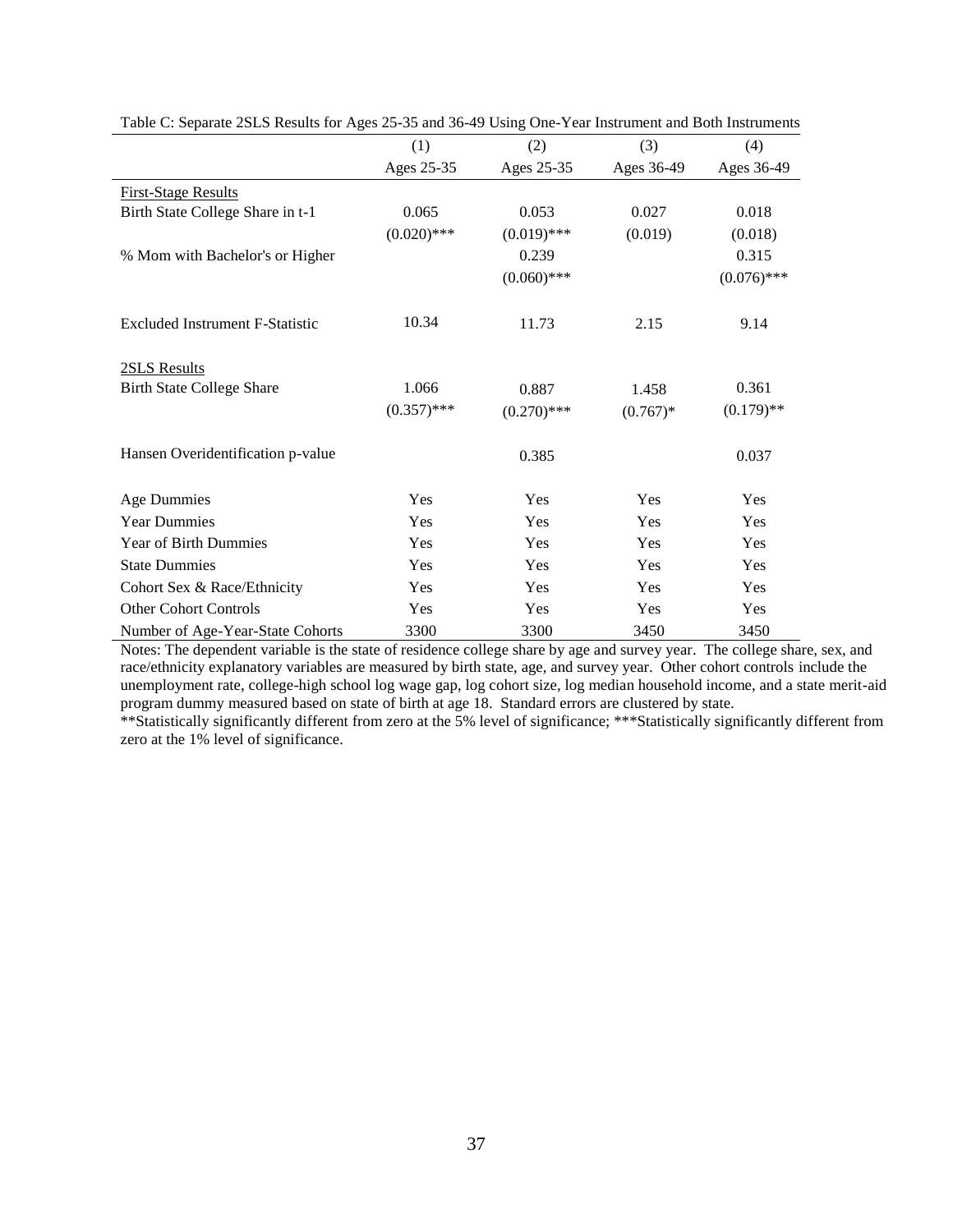Table C: Separate 2SLS Results for Ages 25-35 and 36-49 Using One-Year Instrument and Both Instruments

| | (1) | (2) | (3) | (4) |
|---|---|---|---|---|
| | Ages 25-35 | Ages 25-35 | Ages 36-49 | Ages 36-49 |
| First-Stage Results | | | | |
| Birth State College Share in t-1 | 0.065 | 0.053 | 0.027 | 0.018 |
| | (0.020)*** | (0.019)*** | (0.019) | (0.018) |
| % Mom with Bachelor's or Higher | | 0.239 | | 0.315 |
| | | (0.060)*** | | (0.076)*** |
| Excluded Instrument F-Statistic | 10.34 | 11.73 | 2.15 | 9.14 |
| 2SLS Results | | | | |
| Birth State College Share | 1.066 | 0.887 | 1.458 | 0.361 |
| | (0.357)*** | (0.270)*** | (0.767)* | (0.179)** |
| Hansen Overidentification p-value | | 0.385 | | 0.037 |
| Age Dummies | Yes | Yes | Yes | Yes |
| Year Dummies | Yes | Yes | Yes | Yes |
| Year of Birth Dummies | Yes | Yes | Yes | Yes |
| State Dummies | Yes | Yes | Yes | Yes |
| Cohort Sex & Race/Ethnicity | Yes | Yes | Yes | Yes |
| Other Cohort Controls | Yes | Yes | Yes | Yes |
| Number of Age-Year-State Cohorts | 3300 | 3300 | 3450 | 3450 |

Notes: The dependent variable is the state of residence college share by age and survey year. The college share, sex, and race/ethnicity explanatory variables are measured by birth state, age, and survey year. Other cohort controls include the unemployment rate, college-high school log wage gap, log cohort size, log median household income, and a state merit-aid program dummy measured based on state of birth at age 18. Standard errors are clustered by state.

**Statistically significantly different from zero at the 5% level of significance; ***Statistically significantly different from zero at the 1% level of significance.